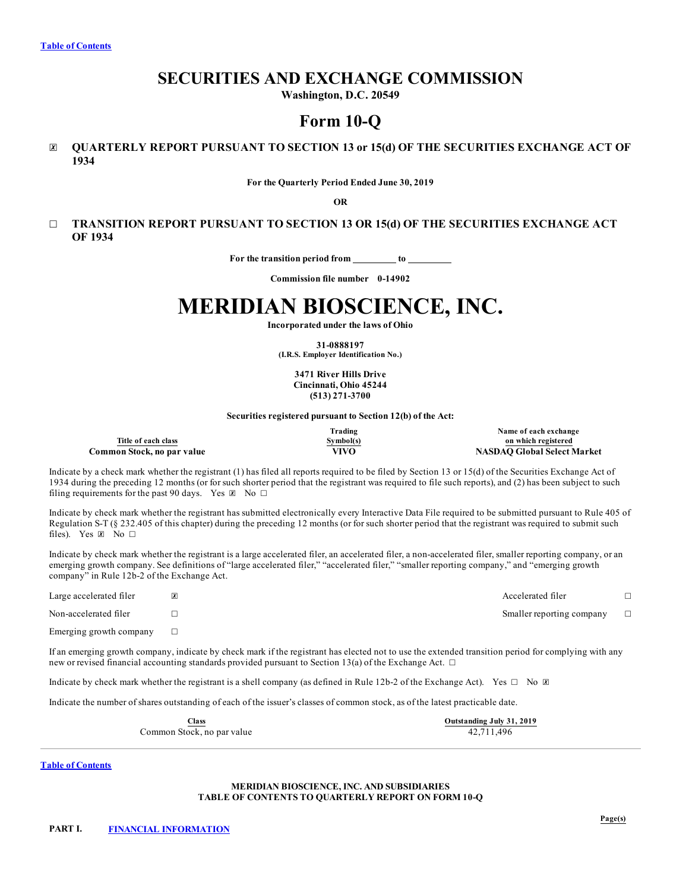[Table of Contents](#)

# SECURITIES AND EXCHANGE COMMISSION

**Washington, D.C. 20549**

# Form 10-Q

☒ **QUARTERLY REPORT PURSUANT TO SECTION 13 or 15(d) OF THE SECURITIES EXCHANGE ACT OF 1934**

**For the Quarterly Period Ended June 30, 2019**

**OR**

☐ **TRANSITION REPORT PURSUANT TO SECTION 13 OR 15(d) OF THE SECURITIES EXCHANGE ACT OF 1934**

**For the transition period from \_\_\_\_\_\_\_\_\_ to \_\_\_\_\_\_\_\_\_**

**Commission file number 0-14902**

# MERIDIAN BIOSCIENCE, INC.

**Incorporated under the laws of Ohio**

**31-0888197**
**(I.R.S. Employer Identification No.)**

**3471 River Hills Drive**
**Cincinnati, Ohio 45244**
**(513) 271-3700**

**Securities registered pursuant to Section 12(b) of the Act:**

| Title of each class | Trading Symbol(s) | Name of each exchange on which registered |
|---|---|---|
| **Common Stock, no par value** | **VIVO** | **NASDAQ Global Select Market** |

Indicate by a check mark whether the registrant (1) has filed all reports required to be filed by Section 13 or 15(d) of the Securities Exchange Act of 1934 during the preceding 12 months (or for such shorter period that the registrant was required to file such reports), and (2) has been subject to such filing requirements for the past 90 days. Yes ☒ No ☐

Indicate by check mark whether the registrant has submitted electronically every Interactive Data File required to be submitted pursuant to Rule 405 of Regulation S-T (§ 232.405 of this chapter) during the preceding 12 months (or for such shorter period that the registrant was required to submit such files). Yes ☒ No ☐

Indicate by check mark whether the registrant is a large accelerated filer, an accelerated filer, a non-accelerated filer, smaller reporting company, or an emerging growth company. See definitions of "large accelerated filer," "accelerated filer," "smaller reporting company," and "emerging growth company" in Rule 12b-2 of the Exchange Act.

| | | | |
|---|---|---|---|
| Large accelerated filer | ☒ | Accelerated filer | ☐ |
| Non-accelerated filer | ☐ | Smaller reporting company | ☐ |
| Emerging growth company | ☐ | | |

If an emerging growth company, indicate by check mark if the registrant has elected not to use the extended transition period for complying with any new or revised financial accounting standards provided pursuant to Section 13(a) of the Exchange Act. ☐

Indicate by check mark whether the registrant is a shell company (as defined in Rule 12b-2 of the Exchange Act). Yes ☐ No ☒

Indicate the number of shares outstanding of each of the issuer's classes of common stock, as of the latest practicable date.

| Class | Outstanding July 31, 2019 |
|---|---|
| Common Stock, no par value | 42,711,496 |

---

[Table of Contents](#)

**MERIDIAN BIOSCIENCE, INC. AND SUBSIDIARIES**
**TABLE OF CONTENTS TO QUARTERLY REPORT ON FORM 10-Q**

| | | Page(s) |
|---|---|---|
| **PART I.** | [FINANCIAL INFORMATION](#) | |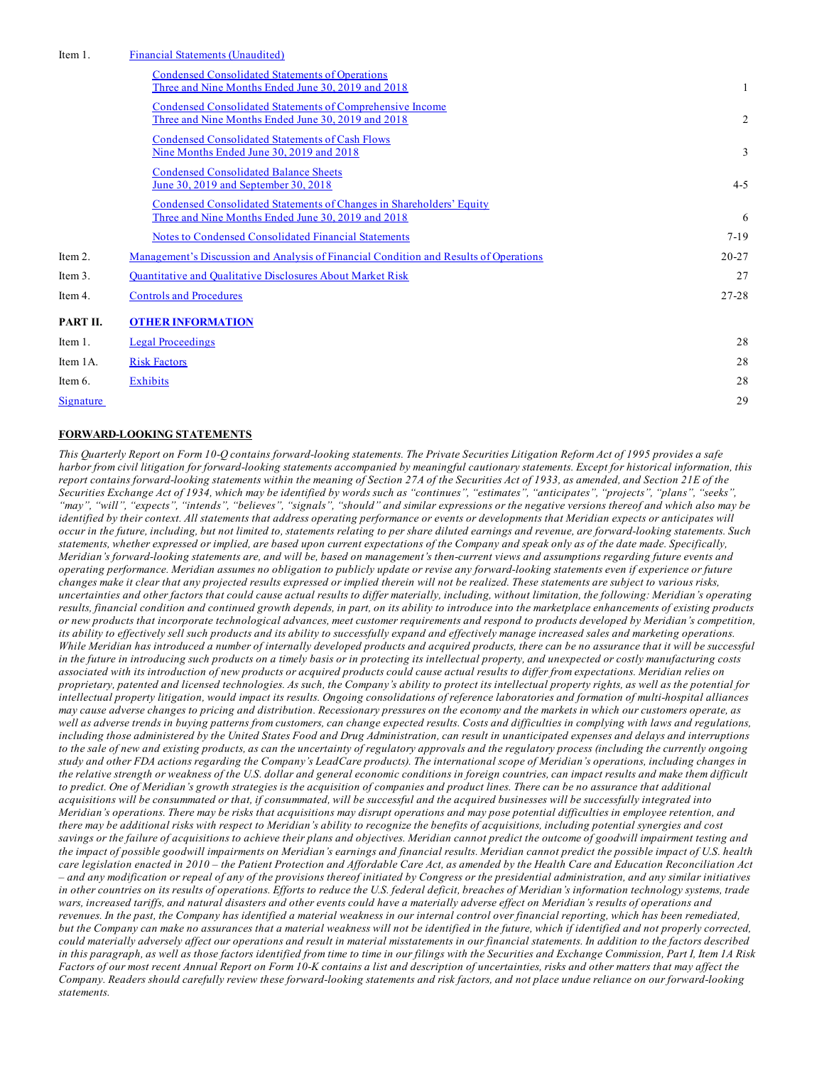| | | |
|---|---|---|
| Item 1. | Financial Statements (Unaudited) | |
| | Condensed Consolidated Statements of Operations<br>Three and Nine Months Ended June 30, 2019 and 2018 | 1 |
| | Condensed Consolidated Statements of Comprehensive Income<br>Three and Nine Months Ended June 30, 2019 and 2018 | 2 |
| | Condensed Consolidated Statements of Cash Flows<br>Nine Months Ended June 30, 2019 and 2018 | 3 |
| | Condensed Consolidated Balance Sheets<br>June 30, 2019 and September 30, 2018 | 4-5 |
| | Condensed Consolidated Statements of Changes in Shareholders' Equity<br>Three and Nine Months Ended June 30, 2019 and 2018 | 6 |
| | Notes to Condensed Consolidated Financial Statements | 7-19 |
| Item 2. | Management's Discussion and Analysis of Financial Condition and Results of Operations | 20-27 |
| Item 3. | Quantitative and Qualitative Disclosures About Market Risk | 27 |
| Item 4. | Controls and Procedures | 27-28 |
| **PART II.** | **OTHER INFORMATION** | |
| Item 1. | Legal Proceedings | 28 |
| Item 1A. | Risk Factors | 28 |
| Item 6. | Exhibits | 28 |
| Signature | | 29 |

**FORWARD-LOOKING STATEMENTS**

*This Quarterly Report on Form 10-Q contains forward-looking statements. The Private Securities Litigation Reform Act of 1995 provides a safe harbor from civil litigation for forward-looking statements accompanied by meaningful cautionary statements. Except for historical information, this report contains forward-looking statements within the meaning of Section 27A of the Securities Act of 1933, as amended, and Section 21E of the Securities Exchange Act of 1934, which may be identified by words such as "continues", "estimates", "anticipates", "projects", "plans", "seeks", "may", "will", "expects", "intends", "believes", "signals", "should" and similar expressions or the negative versions thereof and which also may be identified by their context. All statements that address operating performance or events or developments that Meridian expects or anticipates will occur in the future, including, but not limited to, statements relating to per share diluted earnings and revenue, are forward-looking statements. Such statements, whether expressed or implied, are based upon current expectations of the Company and speak only as of the date made. Specifically, Meridian's forward-looking statements are, and will be, based on management's then-current views and assumptions regarding future events and operating performance. Meridian assumes no obligation to publicly update or revise any forward-looking statements even if experience or future changes make it clear that any projected results expressed or implied therein will not be realized. These statements are subject to various risks, uncertainties and other factors that could cause actual results to differ materially, including, without limitation, the following: Meridian's operating results, financial condition and continued growth depends, in part, on its ability to introduce into the marketplace enhancements of existing products or new products that incorporate technological advances, meet customer requirements and respond to products developed by Meridian's competition, its ability to effectively sell such products and its ability to successfully expand and effectively manage increased sales and marketing operations. While Meridian has introduced a number of internally developed products and acquired products, there can be no assurance that it will be successful in the future in introducing such products on a timely basis or in protecting its intellectual property, and unexpected or costly manufacturing costs associated with its introduction of new products or acquired products could cause actual results to differ from expectations. Meridian relies on proprietary, patented and licensed technologies. As such, the Company's ability to protect its intellectual property rights, as well as the potential for intellectual property litigation, would impact its results. Ongoing consolidations of reference laboratories and formation of multi-hospital alliances may cause adverse changes to pricing and distribution. Recessionary pressures on the economy and the markets in which our customers operate, as well as adverse trends in buying patterns from customers, can change expected results. Costs and difficulties in complying with laws and regulations, including those administered by the United States Food and Drug Administration, can result in unanticipated expenses and delays and interruptions to the sale of new and existing products, as can the uncertainty of regulatory approvals and the regulatory process (including the currently ongoing study and other FDA actions regarding the Company's LeadCare products). The international scope of Meridian's operations, including changes in the relative strength or weakness of the U.S. dollar and general economic conditions in foreign countries, can impact results and make them difficult to predict. One of Meridian's growth strategies is the acquisition of companies and product lines. There can be no assurance that additional acquisitions will be consummated or that, if consummated, will be successful and the acquired businesses will be successfully integrated into Meridian's operations. There may be risks that acquisitions may disrupt operations and may pose potential difficulties in employee retention, and there may be additional risks with respect to Meridian's ability to recognize the benefits of acquisitions, including potential synergies and cost savings or the failure of acquisitions to achieve their plans and objectives. Meridian cannot predict the outcome of goodwill impairment testing and the impact of possible goodwill impairments on Meridian's earnings and financial results. Meridian cannot predict the possible impact of U.S. health care legislation enacted in 2010 – the Patient Protection and Affordable Care Act, as amended by the Health Care and Education Reconciliation Act – and any modification or repeal of any of the provisions thereof initiated by Congress or the presidential administration, and any similar initiatives in other countries on its results of operations. Efforts to reduce the U.S. federal deficit, breaches of Meridian's information technology systems, trade wars, increased tariffs, and natural disasters and other events could have a materially adverse effect on Meridian's results of operations and revenues. In the past, the Company has identified a material weakness in our internal control over financial reporting, which has been remediated, but the Company can make no assurances that a material weakness will not be identified in the future, which if identified and not properly corrected, could materially adversely affect our operations and result in material misstatements in our financial statements. In addition to the factors described in this paragraph, as well as those factors identified from time to time in our filings with the Securities and Exchange Commission, Part I, Item 1A Risk Factors of our most recent Annual Report on Form 10-K contains a list and description of uncertainties, risks and other matters that may affect the Company. Readers should carefully review these forward-looking statements and risk factors, and not place undue reliance on our forward-looking statements.*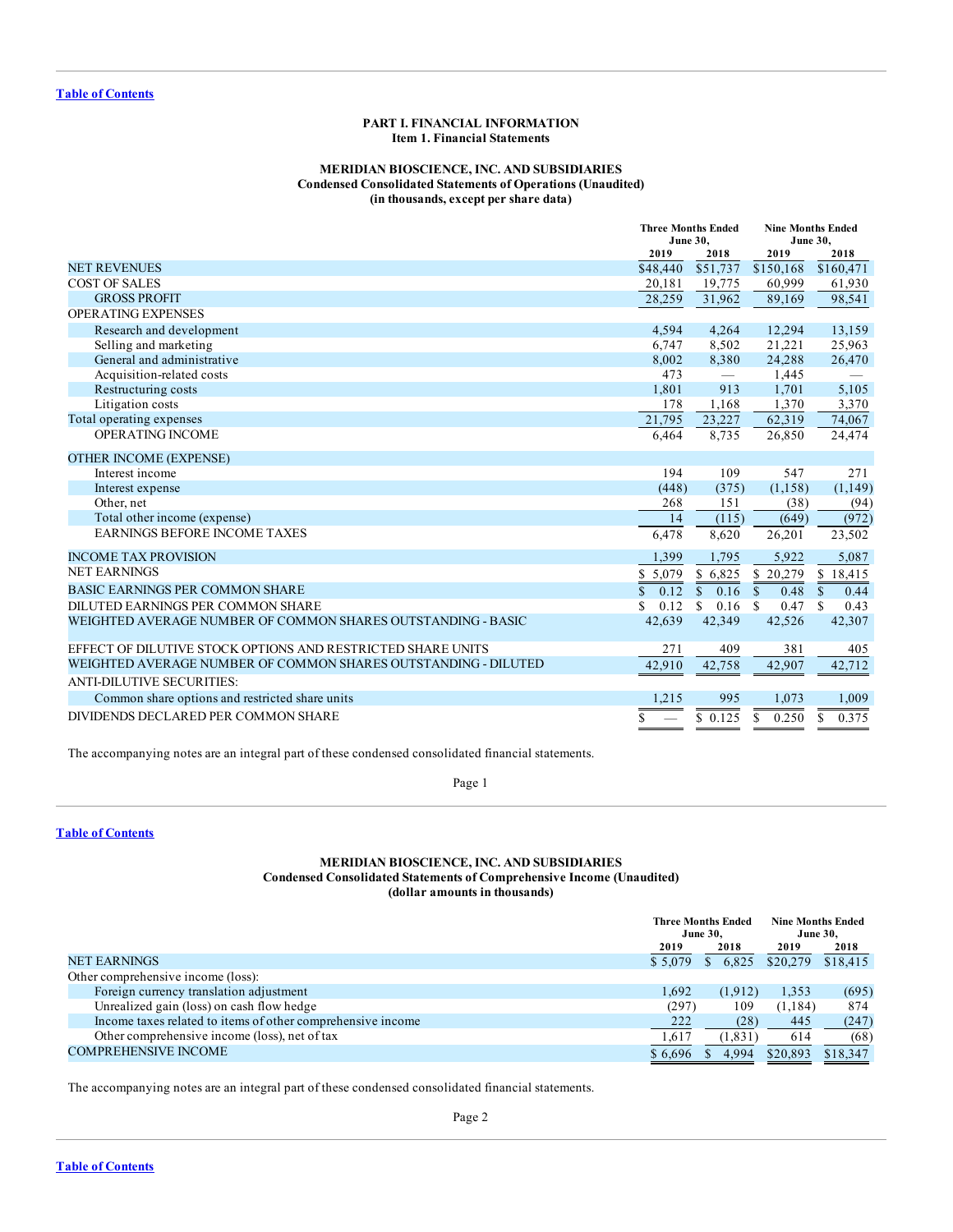## PART I. FINANCIAL INFORMATION
### Item 1. Financial Statements

### MERIDIAN BIOSCIENCE, INC. AND SUBSIDIARIES
**Condensed Consolidated Statements of Operations (Unaudited)**
**(in thousands, except per share data)**

| | Three Months Ended June 30, | | Nine Months Ended June 30, | |
|---|---|---|---|---|
| | 2019 | 2018 | 2019 | 2018 |
| NET REVENUES | $48,440 | $51,737 | $150,168 | $160,471 |
| COST OF SALES | 20,181 | 19,775 | 60,999 | 61,930 |
| GROSS PROFIT | 28,259 | 31,962 | 89,169 | 98,541 |
| OPERATING EXPENSES | | | | |
| Research and development | 4,594 | 4,264 | 12,294 | 13,159 |
| Selling and marketing | 6,747 | 8,502 | 21,221 | 25,963 |
| General and administrative | 8,002 | 8,380 | 24,288 | 26,470 |
| Acquisition-related costs | 473 | — | 1,445 | — |
| Restructuring costs | 1,801 | 913 | 1,701 | 5,105 |
| Litigation costs | 178 | 1,168 | 1,370 | 3,370 |
| Total operating expenses | 21,795 | 23,227 | 62,319 | 74,067 |
| OPERATING INCOME | 6,464 | 8,735 | 26,850 | 24,474 |
| OTHER INCOME (EXPENSE) | | | | |
| Interest income | 194 | 109 | 547 | 271 |
| Interest expense | (448) | (375) | (1,158) | (1,149) |
| Other, net | 268 | 151 | (38) | (94) |
| Total other income (expense) | 14 | (115) | (649) | (972) |
| EARNINGS BEFORE INCOME TAXES | 6,478 | 8,620 | 26,201 | 23,502 |
| INCOME TAX PROVISION | 1,399 | 1,795 | 5,922 | 5,087 |
| NET EARNINGS | $ 5,079 | $ 6,825 | $ 20,279 | $ 18,415 |
| BASIC EARNINGS PER COMMON SHARE | $ 0.12 | $ 0.16 | $ 0.48 | $ 0.44 |
| DILUTED EARNINGS PER COMMON SHARE | $ 0.12 | $ 0.16 | $ 0.47 | $ 0.43 |
| WEIGHTED AVERAGE NUMBER OF COMMON SHARES OUTSTANDING - BASIC | 42,639 | 42,349 | 42,526 | 42,307 |
| EFFECT OF DILUTIVE STOCK OPTIONS AND RESTRICTED SHARE UNITS | 271 | 409 | 381 | 405 |
| WEIGHTED AVERAGE NUMBER OF COMMON SHARES OUTSTANDING - DILUTED | 42,910 | 42,758 | 42,907 | 42,712 |
| ANTI-DILUTIVE SECURITIES: | | | | |
| Common share options and restricted share units | 1,215 | 995 | 1,073 | 1,009 |
| DIVIDENDS DECLARED PER COMMON SHARE | $ — | $ 0.125 | $ 0.250 | $ 0.375 |

The accompanying notes are an integral part of these condensed consolidated financial statements.

### MERIDIAN BIOSCIENCE, INC. AND SUBSIDIARIES
**Condensed Consolidated Statements of Comprehensive Income (Unaudited)**
**(dollar amounts in thousands)**

| | Three Months Ended June 30, | | Nine Months Ended June 30, | |
|---|---|---|---|---|
| | 2019 | 2018 | 2019 | 2018 |
| NET EARNINGS | $ 5,079 | $ 6,825 | $20,279 | $18,415 |
| Other comprehensive income (loss): | | | | |
| Foreign currency translation adjustment | 1,692 | (1,912) | 1,353 | (695) |
| Unrealized gain (loss) on cash flow hedge | (297) | 109 | (1,184) | 874 |
| Income taxes related to items of other comprehensive income | 222 | (28) | 445 | (247) |
| Other comprehensive income (loss), net of tax | 1,617 | (1,831) | 614 | (68) |
| COMPREHENSIVE INCOME | $ 6,696 | $ 4,994 | $20,893 | $18,347 |

The accompanying notes are an integral part of these condensed consolidated financial statements.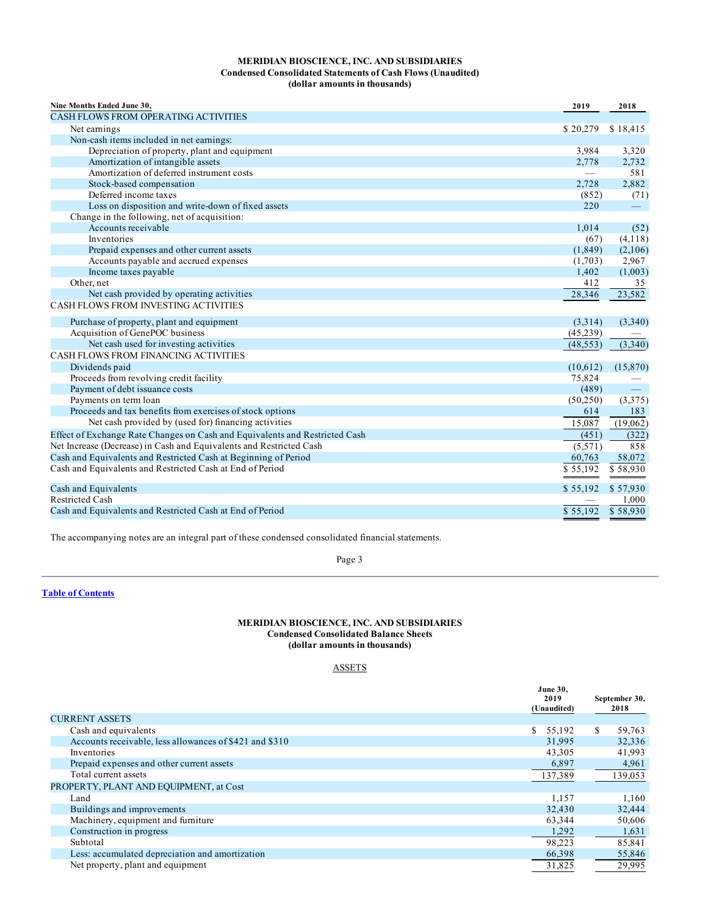**MERIDIAN BIOSCIENCE, INC. AND SUBSIDIARIES**
**Condensed Consolidated Statements of Cash Flows (Unaudited)**
**(dollar amounts in thousands)**

| Nine Months Ended June 30, | 2019 | 2018 |
|---|---|---|
| CASH FLOWS FROM OPERATING ACTIVITIES | | |
| Net earnings | $ 20,279 | $ 18,415 |
| Non-cash items included in net earnings: | | |
| Depreciation of property, plant and equipment | 3,984 | 3,320 |
| Amortization of intangible assets | 2,778 | 2,732 |
| Amortization of deferred instrument costs | — | 581 |
| Stock-based compensation | 2,728 | 2,882 |
| Deferred income taxes | (852) | (71) |
| Loss on disposition and write-down of fixed assets | 220 | — |
| Change in the following, net of acquisition: | | |
| Accounts receivable | 1,014 | (52) |
| Inventories | (67) | (4,118) |
| Prepaid expenses and other current assets | (1,849) | (2,106) |
| Accounts payable and accrued expenses | (1,703) | 2,967 |
| Income taxes payable | 1,402 | (1,003) |
| Other, net | 412 | 35 |
| Net cash provided by operating activities | 28,346 | 23,582 |
| CASH FLOWS FROM INVESTING ACTIVITIES | | |
| Purchase of property, plant and equipment | (3,314) | (3,340) |
| Acquisition of GenePOC business | (45,239) | — |
| Net cash used for investing activities | (48,553) | (3,340) |
| CASH FLOWS FROM FINANCING ACTIVITIES | | |
| Dividends paid | (10,612) | (15,870) |
| Proceeds from revolving credit facility | 75,824 | — |
| Payment of debt issuance costs | (489) | — |
| Payments on term loan | (50,250) | (3,375) |
| Proceeds and tax benefits from exercises of stock options | 614 | 183 |
| Net cash provided by (used for) financing activities | 15,087 | (19,062) |
| Effect of Exchange Rate Changes on Cash and Equivalents and Restricted Cash | (451) | (322) |
| Net Increase (Decrease) in Cash and Equivalents and Restricted Cash | (5,571) | 858 |
| Cash and Equivalents and Restricted Cash at Beginning of Period | 60,763 | 58,072 |
| Cash and Equivalents and Restricted Cash at End of Period | $ 55,192 | $ 58,930 |
| | | |
| Cash and Equivalents | $ 55,192 | $ 57,930 |
| Restricted Cash | — | 1,000 |
| Cash and Equivalents and Restricted Cash at End of Period | $ 55,192 | $ 58,930 |

The accompanying notes are an integral part of these condensed consolidated financial statements.

---

Table of Contents

**MERIDIAN BIOSCIENCE, INC. AND SUBSIDIARIES**
**Condensed Consolidated Balance Sheets**
**(dollar amounts in thousands)**

ASSETS

| | June 30, 2019 (Unaudited) | September 30, 2018 |
|---|---|---|
| CURRENT ASSETS | | |
| Cash and equivalents | $ 55,192 | $ 59,763 |
| Accounts receivable, less allowances of $421 and $310 | 31,995 | 32,336 |
| Inventories | 43,305 | 41,993 |
| Prepaid expenses and other current assets | 6,897 | 4,961 |
| Total current assets | 137,389 | 139,053 |
| PROPERTY, PLANT AND EQUIPMENT, at Cost | | |
| Land | 1,157 | 1,160 |
| Buildings and improvements | 32,430 | 32,444 |
| Machinery, equipment and furniture | 63,344 | 50,606 |
| Construction in progress | 1,292 | 1,631 |
| Subtotal | 98,223 | 85,841 |
| Less: accumulated depreciation and amortization | 66,398 | 55,846 |
| Net property, plant and equipment | 31,825 | 29,995 |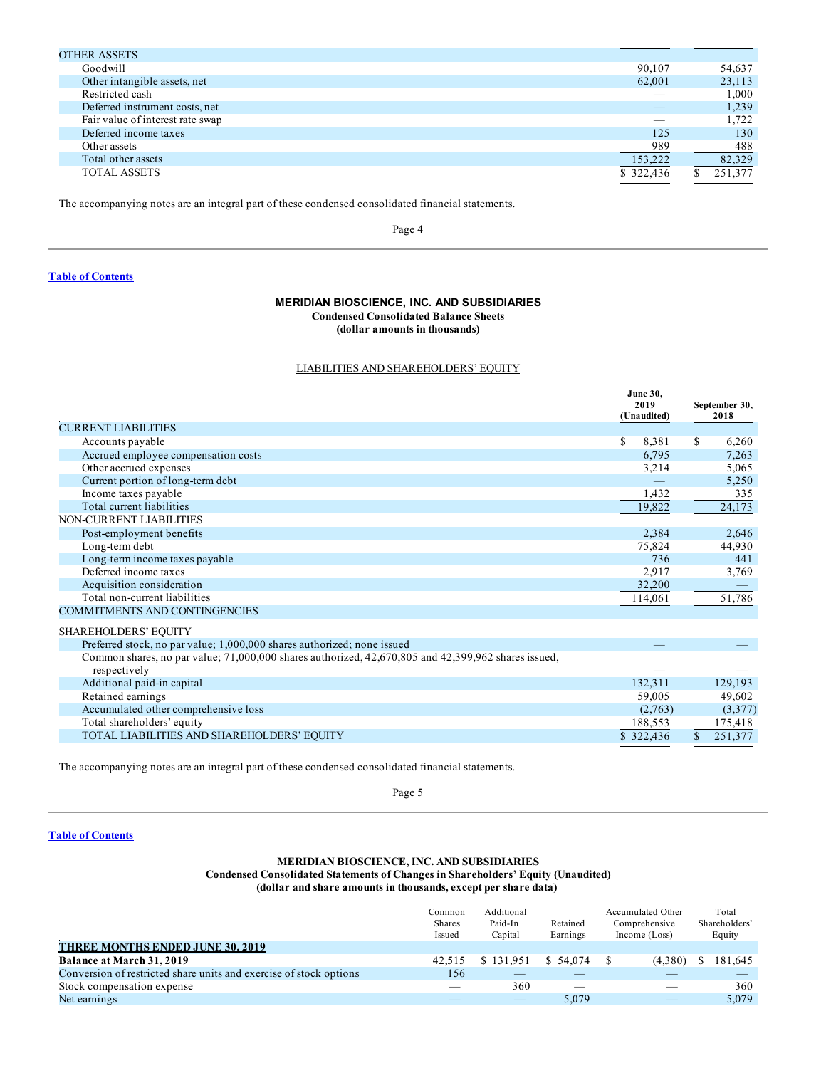| | | |
|---|---|---|
| OTHER ASSETS | | |
| Goodwill | 90,107 | 54,637 |
| Other intangible assets, net | 62,001 | 23,113 |
| Restricted cash | — | 1,000 |
| Deferred instrument costs, net | — | 1,239 |
| Fair value of interest rate swap | — | 1,722 |
| Deferred income taxes | 125 | 130 |
| Other assets | 989 | 488 |
| Total other assets | 153,222 | 82,329 |
| TOTAL ASSETS | $ 322,436 | $ 251,377 |

The accompanying notes are an integral part of these condensed consolidated financial statements.

Table of Contents

**MERIDIAN BIOSCIENCE, INC. AND SUBSIDIARIES**
**Condensed Consolidated Balance Sheets**
**(dollar amounts in thousands)**

LIABILITIES AND SHAREHOLDERS' EQUITY

| | June 30, 2019 (Unaudited) | September 30, 2018 |
|---|---|---|
| CURRENT LIABILITIES | | |
| Accounts payable | $ 8,381 | $ 6,260 |
| Accrued employee compensation costs | 6,795 | 7,263 |
| Other accrued expenses | 3,214 | 5,065 |
| Current portion of long-term debt | — | 5,250 |
| Income taxes payable | 1,432 | 335 |
| Total current liabilities | 19,822 | 24,173 |
| NON-CURRENT LIABILITIES | | |
| Post-employment benefits | 2,384 | 2,646 |
| Long-term debt | 75,824 | 44,930 |
| Long-term income taxes payable | 736 | 441 |
| Deferred income taxes | 2,917 | 3,769 |
| Acquisition consideration | 32,200 | — |
| Total non-current liabilities | 114,061 | 51,786 |
| COMMITMENTS AND CONTINGENCIES | | |
| SHAREHOLDERS' EQUITY | | |
| Preferred stock, no par value; 1,000,000 shares authorized; none issued | — | — |
| Common shares, no par value; 71,000,000 shares authorized, 42,670,805 and 42,399,962 shares issued, respectively | — | — |
| Additional paid-in capital | 132,311 | 129,193 |
| Retained earnings | 59,005 | 49,602 |
| Accumulated other comprehensive loss | (2,763) | (3,377) |
| Total shareholders' equity | 188,553 | 175,418 |
| TOTAL LIABILITIES AND SHAREHOLDERS' EQUITY | $ 322,436 | $ 251,377 |

The accompanying notes are an integral part of these condensed consolidated financial statements.

Table of Contents

**MERIDIAN BIOSCIENCE, INC. AND SUBSIDIARIES**
**Condensed Consolidated Statements of Changes in Shareholders' Equity (Unaudited)**
**(dollar and share amounts in thousands, except per share data)**

| | Common Shares Issued | Additional Paid-In Capital | Retained Earnings | Accumulated Other Comprehensive Income (Loss) | Total Shareholders' Equity |
|---|---|---|---|---|---|
| **THREE MONTHS ENDED JUNE 30, 2019** | | | | | |
| **Balance at March 31, 2019** | 42,515 | $ 131,951 | $ 54,074 | $ (4,380) | $ 181,645 |
| Conversion of restricted share units and exercise of stock options | 156 | — | — | — | — |
| Stock compensation expense | — | 360 | — | — | 360 |
| Net earnings | — | — | 5,079 | — | 5,079 |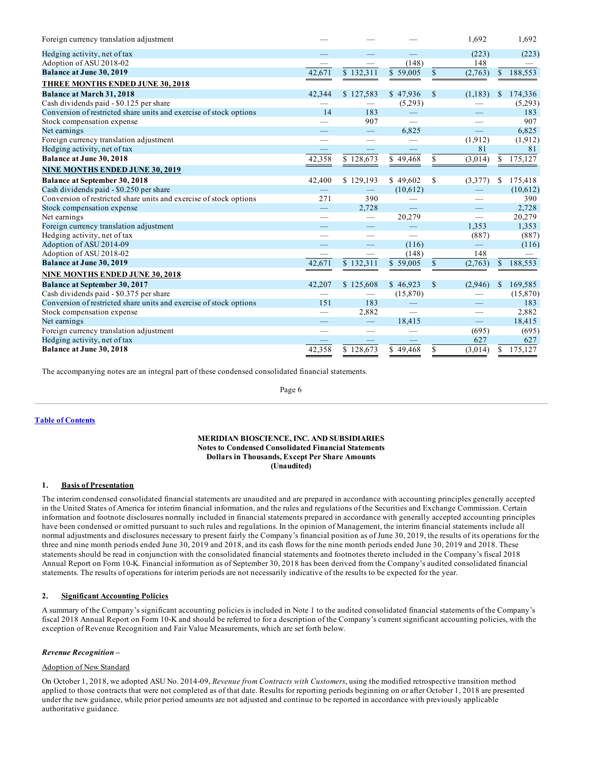| | | | | | |
|---|---|---|---|---|---|
| Foreign currency translation adjustment | — | — | — | 1,692 | 1,692 |
| Hedging activity, net of tax | — | — | — | (223) | (223) |
| Adoption of ASU 2018-02 | — | — | (148) | 148 | — |
| **Balance at June 30, 2019** | 42,671 | $ 132,311 | $ 59,005 | $ (2,763) | $ 188,553 |
| **THREE MONTHS ENDED JUNE 30, 2018** | | | | | |
| **Balance at March 31, 2018** | 42,344 | $ 127,583 | $ 47,936 | $ (1,183) | $ 174,336 |
| Cash dividends paid - $0.125 per share | — | — | (5,293) | — | (5,293) |
| Conversion of restricted share units and exercise of stock options | 14 | 183 | — | — | 183 |
| Stock compensation expense | — | 907 | — | — | 907 |
| Net earnings | — | — | 6,825 | — | 6,825 |
| Foreign currency translation adjustment | — | — | — | (1,912) | (1,912) |
| Hedging activity, net of tax | — | — | — | 81 | 81 |
| **Balance at June 30, 2018** | 42,358 | $ 128,673 | $ 49,468 | $ (3,014) | $ 175,127 |
| **NINE MONTHS ENDED JUNE 30, 2019** | | | | | |
| **Balance at September 30, 2018** | 42,400 | $ 129,193 | $ 49,602 | $ (3,377) | $ 175,418 |
| Cash dividends paid - $0.250 per share | — | — | (10,612) | — | (10,612) |
| Conversion of restricted share units and exercise of stock options | 271 | 390 | — | — | 390 |
| Stock compensation expense | — | 2,728 | — | — | 2,728 |
| Net earnings | — | — | 20,279 | — | 20,279 |
| Foreign currency translation adjustment | — | — | — | 1,353 | 1,353 |
| Hedging activity, net of tax | — | — | — | (887) | (887) |
| Adoption of ASU 2014-09 | — | — | (116) | — | (116) |
| Adoption of ASU 2018-02 | — | — | (148) | 148 | — |
| **Balance at June 30, 2019** | 42,671 | $ 132,311 | $ 59,005 | $ (2,763) | $ 188,553 |
| **NINE MONTHS ENDED JUNE 30, 2018** | | | | | |
| **Balance at September 30, 2017** | 42,207 | $ 125,608 | $ 46,923 | $ (2,946) | $ 169,585 |
| Cash dividends paid - $0.375 per share | — | — | (15,870) | — | (15,870) |
| Conversion of restricted share units and exercise of stock options | 151 | 183 | — | — | 183 |
| Stock compensation expense | — | 2,882 | — | — | 2,882 |
| Net earnings | — | — | 18,415 | — | 18,415 |
| Foreign currency translation adjustment | — | — | — | (695) | (695) |
| Hedging activity, net of tax | — | — | — | 627 | 627 |
| **Balance at June 30, 2018** | 42,358 | $ 128,673 | $ 49,468 | $ (3,014) | $ 175,127 |

The accompanying notes are an integral part of these condensed consolidated financial statements.

**MERIDIAN BIOSCIENCE, INC. AND SUBSIDIARIES**
**Notes to Condensed Consolidated Financial Statements**
**Dollars in Thousands, Except Per Share Amounts**
**(Unaudited)**

## 1. Basis of Presentation

The interim condensed consolidated financial statements are unaudited and are prepared in accordance with accounting principles generally accepted in the United States of America for interim financial information, and the rules and regulations of the Securities and Exchange Commission. Certain information and footnote disclosures normally included in financial statements prepared in accordance with generally accepted accounting principles have been condensed or omitted pursuant to such rules and regulations. In the opinion of Management, the interim financial statements include all normal adjustments and disclosures necessary to present fairly the Company's financial position as of June 30, 2019, the results of its operations for the three and nine month periods ended June 30, 2019 and 2018, and its cash flows for the nine month periods ended June 30, 2019 and 2018. These statements should be read in conjunction with the consolidated financial statements and footnotes thereto included in the Company's fiscal 2018 Annual Report on Form 10-K. Financial information as of September 30, 2018 has been derived from the Company's audited consolidated financial statements. The results of operations for interim periods are not necessarily indicative of the results to be expected for the year.

## 2. Significant Accounting Policies

A summary of the Company's significant accounting policies is included in Note 1 to the audited consolidated financial statements of the Company's fiscal 2018 Annual Report on Form 10-K and should be referred to for a description of the Company's current significant accounting policies, with the exception of Revenue Recognition and Fair Value Measurements, which are set forth below.

***Revenue Recognition –***

Adoption of New Standard

On October 1, 2018, we adopted ASU No. 2014-09, *Revenue from Contracts with Customers*, using the modified retrospective transition method applied to those contracts that were not completed as of that date. Results for reporting periods beginning on or after October 1, 2018 are presented under the new guidance, while prior period amounts are not adjusted and continue to be reported in accordance with previously applicable authoritative guidance.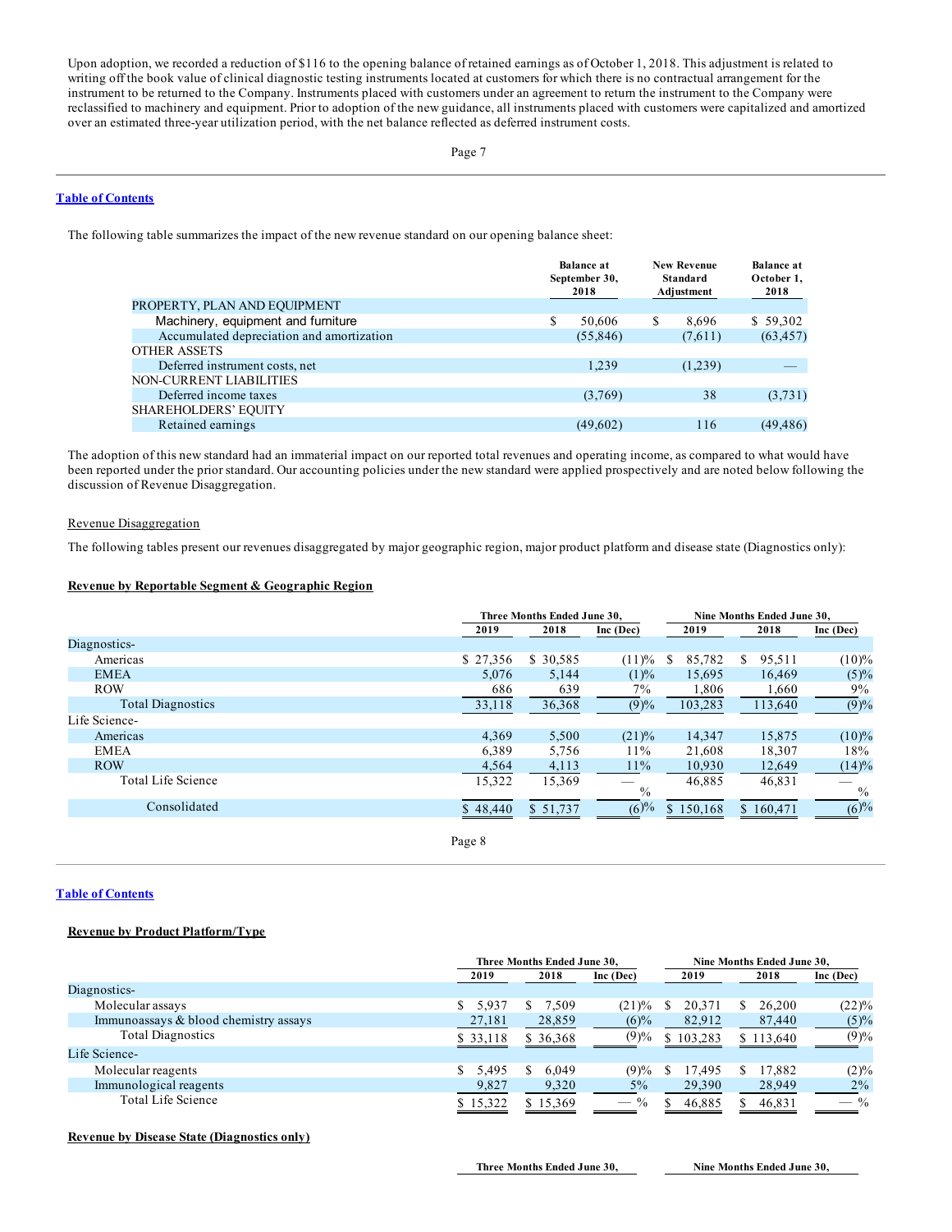Upon adoption, we recorded a reduction of $116 to the opening balance of retained earnings as of October 1, 2018. This adjustment is related to writing off the book value of clinical diagnostic testing instruments located at customers for which there is no contractual arrangement for the instrument to be returned to the Company. Instruments placed with customers under an agreement to return the instrument to the Company were reclassified to machinery and equipment. Prior to adoption of the new guidance, all instruments placed with customers were capitalized and amortized over an estimated three-year utilization period, with the net balance reflected as deferred instrument costs.

[Table of Contents](#)

The following table summarizes the impact of the new revenue standard on our opening balance sheet:

| | Balance at September 30, 2018 | New Revenue Standard Adjustment | Balance at October 1, 2018 |
|---|---|---|---|
| PROPERTY, PLAN AND EQUIPMENT | | | |
| Machinery, equipment and furniture | $ 50,606 | $ 8,696 | $ 59,302 |
| Accumulated depreciation and amortization | (55,846) | (7,611) | (63,457) |
| OTHER ASSETS | | | |
| Deferred instrument costs, net | 1,239 | (1,239) | — |
| NON-CURRENT LIABILITIES | | | |
| Deferred income taxes | (3,769) | 38 | (3,731) |
| SHAREHOLDERS' EQUITY | | | |
| Retained earnings | (49,602) | 116 | (49,486) |

The adoption of this new standard had an immaterial impact on our reported total revenues and operating income, as compared to what would have been reported under the prior standard. Our accounting policies under the new standard were applied prospectively and are noted below following the discussion of Revenue Disaggregation.

Revenue Disaggregation

The following tables present our revenues disaggregated by major geographic region, major product platform and disease state (Diagnostics only):

**Revenue by Reportable Segment & Geographic Region**

| | Three Months Ended June 30, | | | Nine Months Ended June 30, | | |
|---|---|---|---|---|---|---|
| | 2019 | 2018 | Inc (Dec) | 2019 | 2018 | Inc (Dec) |
| Diagnostics- | | | | | | |
| Americas | $ 27,356 | $ 30,585 | (11)% | $ 85,782 | $ 95,511 | (10)% |
| EMEA | 5,076 | 5,144 | (1)% | 15,695 | 16,469 | (5)% |
| ROW | 686 | 639 | 7% | 1,806 | 1,660 | 9% |
| Total Diagnostics | 33,118 | 36,368 | (9)% | 103,283 | 113,640 | (9)% |
| Life Science- | | | | | | |
| Americas | 4,369 | 5,500 | (21)% | 14,347 | 15,875 | (10)% |
| EMEA | 6,389 | 5,756 | 11% | 21,608 | 18,307 | 18% |
| ROW | 4,564 | 4,113 | 11% | 10,930 | 12,649 | (14)% |
| Total Life Science | 15,322 | 15,369 | — % | 46,885 | 46,831 | — % |
| Consolidated | $ 48,440 | $ 51,737 | (6)% | $ 150,168 | $ 160,471 | (6)% |

[Table of Contents](#)

**Revenue by Product Platform/Type**

| | Three Months Ended June 30, | | | Nine Months Ended June 30, | | |
|---|---|---|---|---|---|---|
| | 2019 | 2018 | Inc (Dec) | 2019 | 2018 | Inc (Dec) |
| Diagnostics- | | | | | | |
| Molecular assays | $ 5,937 | $ 7,509 | (21)% | $ 20,371 | $ 26,200 | (22)% |
| Immunoassays & blood chemistry assays | 27,181 | 28,859 | (6)% | 82,912 | 87,440 | (5)% |
| Total Diagnostics | $ 33,118 | $ 36,368 | (9)% | $ 103,283 | $ 113,640 | (9)% |
| Life Science- | | | | | | |
| Molecular reagents | $ 5,495 | $ 6,049 | (9)% | $ 17,495 | $ 17,882 | (2)% |
| Immunological reagents | 9,827 | 9,320 | 5% | 29,390 | 28,949 | 2% |
| Total Life Science | $ 15,322 | $ 15,369 | — % | $ 46,885 | $ 46,831 | — % |

**Revenue by Disease State (Diagnostics only)**

| | Three Months Ended June 30, | Nine Months Ended June 30, |
|---|---|---|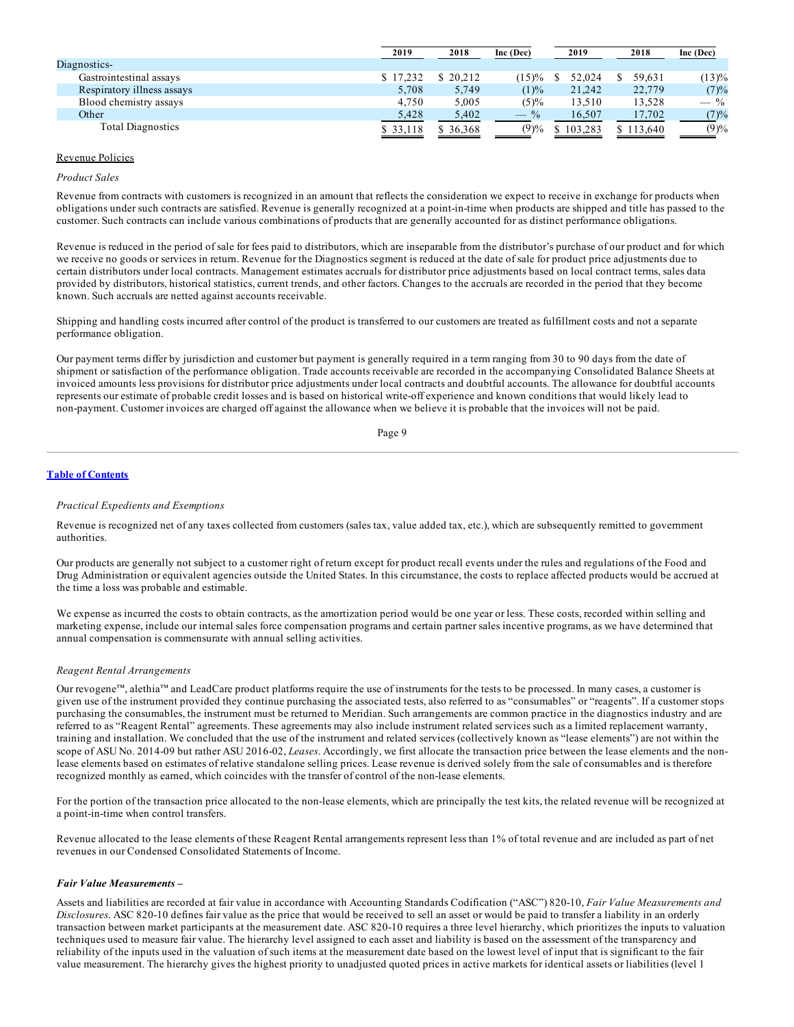| | 2019 | 2018 | Inc (Dec) | 2019 | 2018 | Inc (Dec) |
|---|---|---|---|---|---|---|
| Diagnostics- | | | | | | |
| Gastrointestinal assays | $ 17,232 | $ 20,212 | (15)% | $ 52,024 | $ 59,631 | (13)% |
| Respiratory illness assays | 5,708 | 5,749 | (1)% | 21,242 | 22,779 | (7)% |
| Blood chemistry assays | 4,750 | 5,005 | (5)% | 13,510 | 13,528 | — % |
| Other | 5,428 | 5,402 | — % | 16,507 | 17,702 | (7)% |
| Total Diagnostics | $ 33,118 | $ 36,368 | (9)% | $ 103,283 | $ 113,640 | (9)% |

Revenue Policies

*Product Sales*

Revenue from contracts with customers is recognized in an amount that reflects the consideration we expect to receive in exchange for products when obligations under such contracts are satisfied. Revenue is generally recognized at a point-in-time when products are shipped and title has passed to the customer. Such contracts can include various combinations of products that are generally accounted for as distinct performance obligations.

Revenue is reduced in the period of sale for fees paid to distributors, which are inseparable from the distributor's purchase of our product and for which we receive no goods or services in return. Revenue for the Diagnostics segment is reduced at the date of sale for product price adjustments due to certain distributors under local contracts. Management estimates accruals for distributor price adjustments based on local contract terms, sales data provided by distributors, historical statistics, current trends, and other factors. Changes to the accruals are recorded in the period that they become known. Such accruals are netted against accounts receivable.

Shipping and handling costs incurred after control of the product is transferred to our customers are treated as fulfillment costs and not a separate performance obligation.

Our payment terms differ by jurisdiction and customer but payment is generally required in a term ranging from 30 to 90 days from the date of shipment or satisfaction of the performance obligation. Trade accounts receivable are recorded in the accompanying Consolidated Balance Sheets at invoiced amounts less provisions for distributor price adjustments under local contracts and doubtful accounts. The allowance for doubtful accounts represents our estimate of probable credit losses and is based on historical write-off experience and known conditions that would likely lead to non-payment. Customer invoices are charged off against the allowance when we believe it is probable that the invoices will not be paid.

*Practical Expedients and Exemptions*

Revenue is recognized net of any taxes collected from customers (sales tax, value added tax, etc.), which are subsequently remitted to government authorities.

Our products are generally not subject to a customer right of return except for product recall events under the rules and regulations of the Food and Drug Administration or equivalent agencies outside the United States. In this circumstance, the costs to replace affected products would be accrued at the time a loss was probable and estimable.

We expense as incurred the costs to obtain contracts, as the amortization period would be one year or less. These costs, recorded within selling and marketing expense, include our internal sales force compensation programs and certain partner sales incentive programs, as we have determined that annual compensation is commensurate with annual selling activities.

*Reagent Rental Arrangements*

Our revogene™, alethia™ and LeadCare product platforms require the use of instruments for the tests to be processed. In many cases, a customer is given use of the instrument provided they continue purchasing the associated tests, also referred to as "consumables" or "reagents". If a customer stops purchasing the consumables, the instrument must be returned to Meridian. Such arrangements are common practice in the diagnostics industry and are referred to as "Reagent Rental" agreements. These agreements may also include instrument related services such as a limited replacement warranty, training and installation. We concluded that the use of the instrument and related services (collectively known as "lease elements") are not within the scope of ASU No. 2014-09 but rather ASU 2016-02, *Leases*. Accordingly, we first allocate the transaction price between the lease elements and the non-lease elements based on estimates of relative standalone selling prices. Lease revenue is derived solely from the sale of consumables and is therefore recognized monthly as earned, which coincides with the transfer of control of the non-lease elements.

For the portion of the transaction price allocated to the non-lease elements, which are principally the test kits, the related revenue will be recognized at a point-in-time when control transfers.

Revenue allocated to the lease elements of these Reagent Rental arrangements represent less than 1% of total revenue and are included as part of net revenues in our Condensed Consolidated Statements of Income.

***Fair Value Measurements –***

Assets and liabilities are recorded at fair value in accordance with Accounting Standards Codification ("ASC") 820-10, *Fair Value Measurements and Disclosures*. ASC 820-10 defines fair value as the price that would be received to sell an asset or would be paid to transfer a liability in an orderly transaction between market participants at the measurement date. ASC 820-10 requires a three level hierarchy, which prioritizes the inputs to valuation techniques used to measure fair value. The hierarchy level assigned to each asset and liability is based on the assessment of the transparency and reliability of the inputs used in the valuation of such items at the measurement date based on the lowest level of input that is significant to the fair value measurement. The hierarchy gives the highest priority to unadjusted quoted prices in active markets for identical assets or liabilities (level 1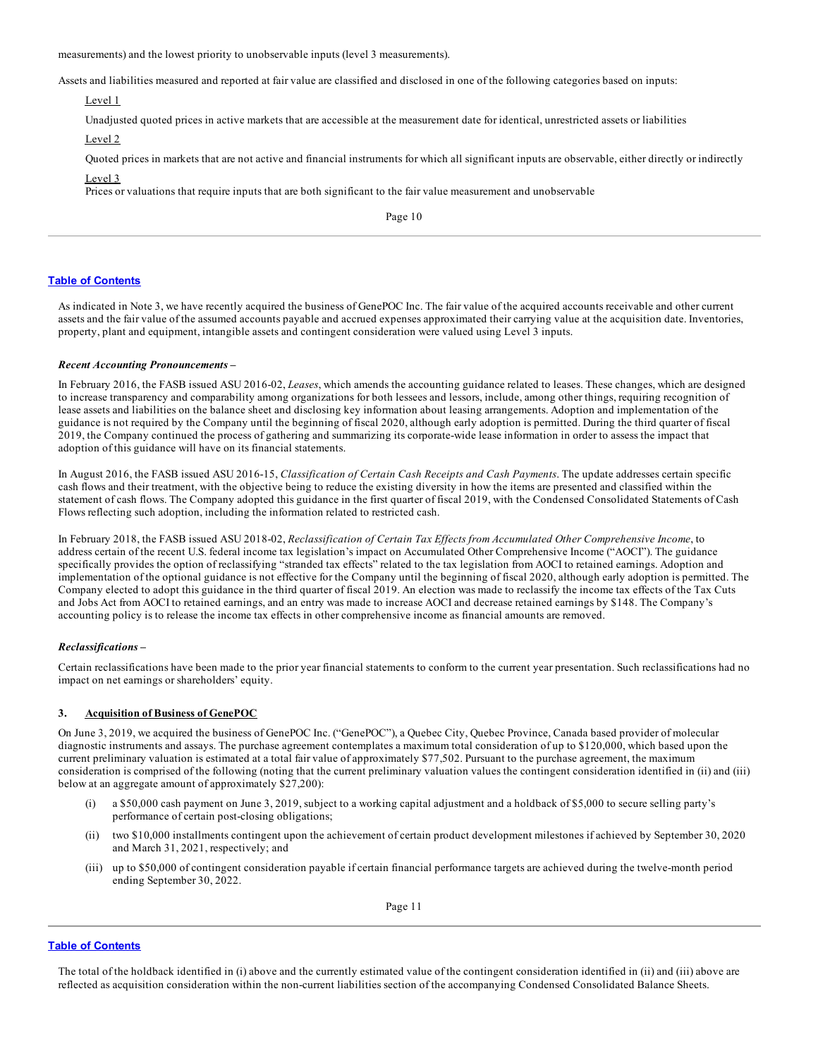measurements) and the lowest priority to unobservable inputs (level 3 measurements).

Assets and liabilities measured and reported at fair value are classified and disclosed in one of the following categories based on inputs:

Level 1

Unadjusted quoted prices in active markets that are accessible at the measurement date for identical, unrestricted assets or liabilities

Level 2

Quoted prices in markets that are not active and financial instruments for which all significant inputs are observable, either directly or indirectly

Level 3

Prices or valuations that require inputs that are both significant to the fair value measurement and unobservable

As indicated in Note 3, we have recently acquired the business of GenePOC Inc. The fair value of the acquired accounts receivable and other current assets and the fair value of the assumed accounts payable and accrued expenses approximated their carrying value at the acquisition date. Inventories, property, plant and equipment, intangible assets and contingent consideration were valued using Level 3 inputs.

***Recent Accounting Pronouncements –***

In February 2016, the FASB issued ASU 2016-02, *Leases*, which amends the accounting guidance related to leases. These changes, which are designed to increase transparency and comparability among organizations for both lessees and lessors, include, among other things, requiring recognition of lease assets and liabilities on the balance sheet and disclosing key information about leasing arrangements. Adoption and implementation of the guidance is not required by the Company until the beginning of fiscal 2020, although early adoption is permitted. During the third quarter of fiscal 2019, the Company continued the process of gathering and summarizing its corporate-wide lease information in order to assess the impact that adoption of this guidance will have on its financial statements.

In August 2016, the FASB issued ASU 2016-15, *Classification of Certain Cash Receipts and Cash Payments*. The update addresses certain specific cash flows and their treatment, with the objective being to reduce the existing diversity in how the items are presented and classified within the statement of cash flows. The Company adopted this guidance in the first quarter of fiscal 2019, with the Condensed Consolidated Statements of Cash Flows reflecting such adoption, including the information related to restricted cash.

In February 2018, the FASB issued ASU 2018-02, *Reclassification of Certain Tax Effects from Accumulated Other Comprehensive Income*, to address certain of the recent U.S. federal income tax legislation's impact on Accumulated Other Comprehensive Income ("AOCI"). The guidance specifically provides the option of reclassifying "stranded tax effects" related to the tax legislation from AOCI to retained earnings. Adoption and implementation of the optional guidance is not effective for the Company until the beginning of fiscal 2020, although early adoption is permitted. The Company elected to adopt this guidance in the third quarter of fiscal 2019. An election was made to reclassify the income tax effects of the Tax Cuts and Jobs Act from AOCI to retained earnings, and an entry was made to increase AOCI and decrease retained earnings by $148. The Company's accounting policy is to release the income tax effects in other comprehensive income as financial amounts are removed.

***Reclassifications –***

Certain reclassifications have been made to the prior year financial statements to conform to the current year presentation. Such reclassifications had no impact on net earnings or shareholders' equity.

### 3. Acquisition of Business of GenePOC

On June 3, 2019, we acquired the business of GenePOC Inc. ("GenePOC"), a Quebec City, Quebec Province, Canada based provider of molecular diagnostic instruments and assays. The purchase agreement contemplates a maximum total consideration of up to $120,000, which based upon the current preliminary valuation is estimated at a total fair value of approximately $77,502. Pursuant to the purchase agreement, the maximum consideration is comprised of the following (noting that the current preliminary valuation values the contingent consideration identified in (ii) and (iii) below at an aggregate amount of approximately $27,200):

- (i) a $50,000 cash payment on June 3, 2019, subject to a working capital adjustment and a holdback of $5,000 to secure selling party's performance of certain post-closing obligations;
- (ii) two $10,000 installments contingent upon the achievement of certain product development milestones if achieved by September 30, 2020 and March 31, 2021, respectively; and
- (iii) up to $50,000 of contingent consideration payable if certain financial performance targets are achieved during the twelve-month period ending September 30, 2022.

The total of the holdback identified in (i) above and the currently estimated value of the contingent consideration identified in (ii) and (iii) above are reflected as acquisition consideration within the non-current liabilities section of the accompanying Condensed Consolidated Balance Sheets.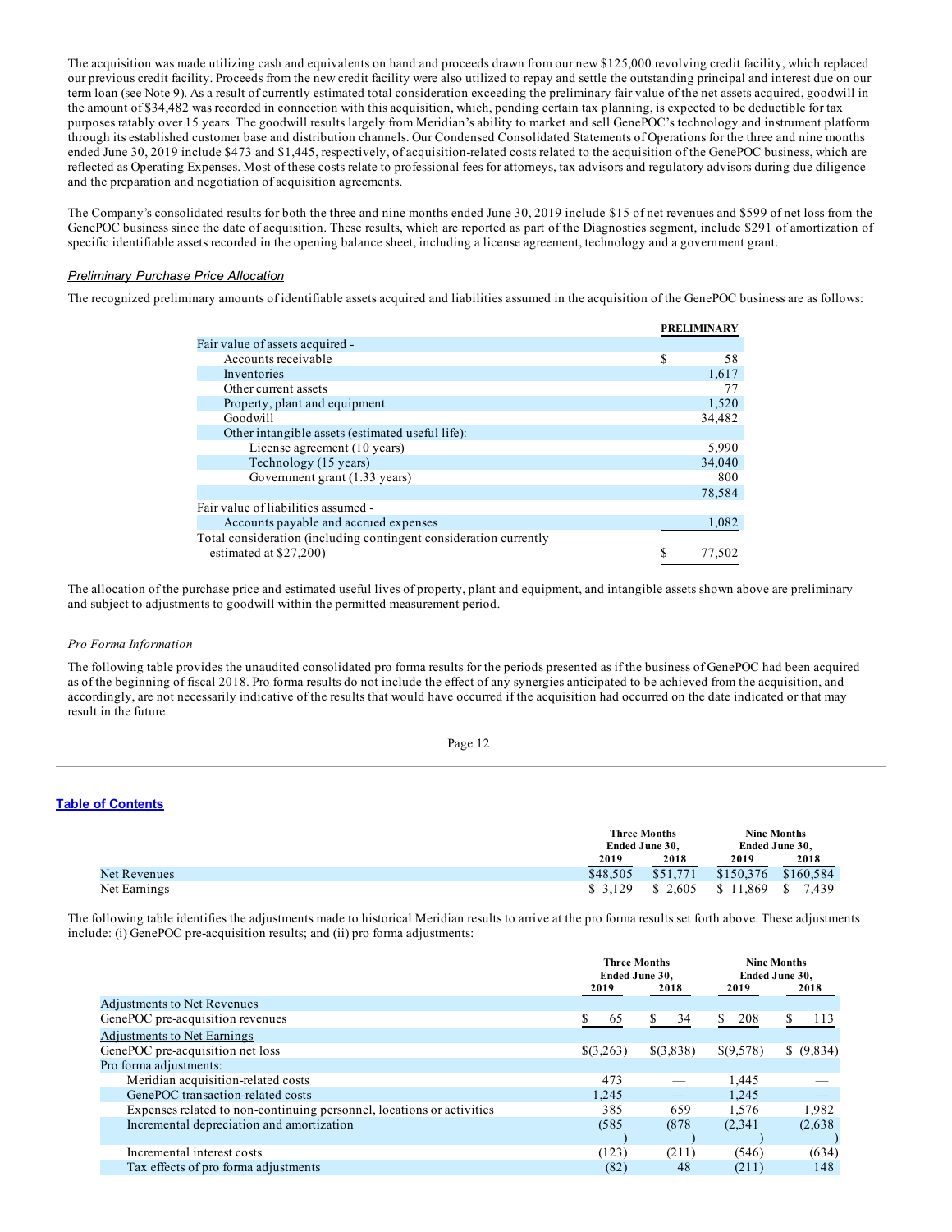The acquisition was made utilizing cash and equivalents on hand and proceeds drawn from our new $125,000 revolving credit facility, which replaced our previous credit facility. Proceeds from the new credit facility were also utilized to repay and settle the outstanding principal and interest due on our term loan (see Note 9). As a result of currently estimated total consideration exceeding the preliminary fair value of the net assets acquired, goodwill in the amount of $34,482 was recorded in connection with this acquisition, which, pending certain tax planning, is expected to be deductible for tax purposes ratably over 15 years. The goodwill results largely from Meridian's ability to market and sell GenePOC's technology and instrument platform through its established customer base and distribution channels. Our Condensed Consolidated Statements of Operations for the three and nine months ended June 30, 2019 include $473 and $1,445, respectively, of acquisition-related costs related to the acquisition of the GenePOC business, which are reflected as Operating Expenses. Most of these costs relate to professional fees for attorneys, tax advisors and regulatory advisors during due diligence and the preparation and negotiation of acquisition agreements.

The Company's consolidated results for both the three and nine months ended June 30, 2019 include $15 of net revenues and $599 of net loss from the GenePOC business since the date of acquisition. These results, which are reported as part of the Diagnostics segment, include $291 of amortization of specific identifiable assets recorded in the opening balance sheet, including a license agreement, technology and a government grant.

*Preliminary Purchase Price Allocation*

The recognized preliminary amounts of identifiable assets acquired and liabilities assumed in the acquisition of the GenePOC business are as follows:

| | PRELIMINARY |
|---|---|
| Fair value of assets acquired - | |
| Accounts receivable | $ 58 |
| Inventories | 1,617 |
| Other current assets | 77 |
| Property, plant and equipment | 1,520 |
| Goodwill | 34,482 |
| Other intangible assets (estimated useful life): | |
| License agreement (10 years) | 5,990 |
| Technology (15 years) | 34,040 |
| Government grant (1.33 years) | 800 |
| | 78,584 |
| Fair value of liabilities assumed - | |
| Accounts payable and accrued expenses | 1,082 |
| Total consideration (including contingent consideration currently estimated at $27,200) | $ 77,502 |

The allocation of the purchase price and estimated useful lives of property, plant and equipment, and intangible assets shown above are preliminary and subject to adjustments to goodwill within the permitted measurement period.

*Pro Forma Information*

The following table provides the unaudited consolidated pro forma results for the periods presented as if the business of GenePOC had been acquired as of the beginning of fiscal 2018. Pro forma results do not include the effect of any synergies anticipated to be achieved from the acquisition, and accordingly, are not necessarily indicative of the results that would have occurred if the acquisition had occurred on the date indicated or that may result in the future.

| | Three Months Ended June 30, | | Nine Months Ended June 30, | |
|---|---|---|---|---|
| | 2019 | 2018 | 2019 | 2018 |
| Net Revenues | $48,505 | $51,771 | $150,376 | $160,584 |
| Net Earnings | $ 3,129 | $ 2,605 | $ 11,869 | $ 7,439 |

The following table identifies the adjustments made to historical Meridian results to arrive at the pro forma results set forth above. These adjustments include: (i) GenePOC pre-acquisition results; and (ii) pro forma adjustments:

| | Three Months Ended June 30, | | Nine Months Ended June 30, | |
|---|---|---|---|---|
| | 2019 | 2018 | 2019 | 2018 |
| Adjustments to Net Revenues | | | | |
| GenePOC pre-acquisition revenues | $ 65 | $ 34 | $ 208 | $ 113 |
| Adjustments to Net Earnings | | | | |
| GenePOC pre-acquisition net loss | $(3,263) | $(3,838) | $(9,578) | $ (9,834) |
| Pro forma adjustments: | | | | |
| Meridian acquisition-related costs | 473 | — | 1,445 | — |
| GenePOC transaction-related costs | 1,245 | — | 1,245 | — |
| Expenses related to non-continuing personnel, locations or activities | 385 | 659 | 1,576 | 1,982 |
| Incremental depreciation and amortization | (585) | (878) | (2,341) | (2,638) |
| Incremental interest costs | (123) | (211) | (546) | (634) |
| Tax effects of pro forma adjustments | (82) | 48 | (211) | 148 |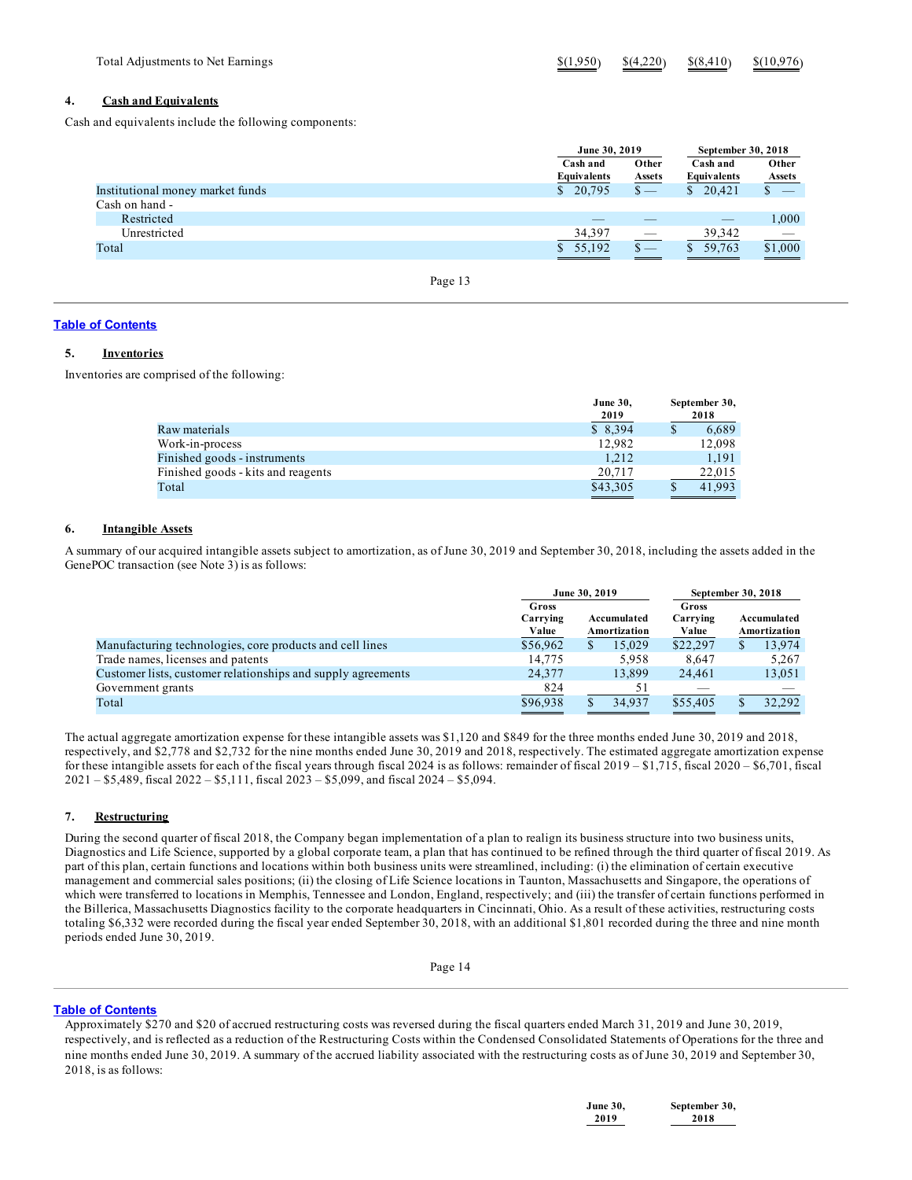| Total Adjustments to Net Earnings | $(1,950) | $(4,220) | $(8,410) | $(10,976) |
|---|---|---|---|---|

## 4. Cash and Equivalents

Cash and equivalents include the following components:

| | June 30, 2019 | | September 30, 2018 | |
|---|---|---|---|---|
| | Cash and Equivalents | Other Assets | Cash and Equivalents | Other Assets |
| Institutional money market funds | $ 20,795 | $ — | $ 20,421 | $ — |
| Cash on hand - | | | | |
| Restricted | — | — | — | 1,000 |
| Unrestricted | 34,397 | — | 39,342 | — |
| Total | $ 55,192 | $ — | $ 59,763 | $1,000 |

## 5. Inventories

Inventories are comprised of the following:

| | June 30, 2019 | September 30, 2018 |
|---|---|---|
| Raw materials | $ 8,394 | $ 6,689 |
| Work-in-process | 12,982 | 12,098 |
| Finished goods - instruments | 1,212 | 1,191 |
| Finished goods - kits and reagents | 20,717 | 22,015 |
| Total | $43,305 | $ 41,993 |

## 6. Intangible Assets

A summary of our acquired intangible assets subject to amortization, as of June 30, 2019 and September 30, 2018, including the assets added in the GenePOC transaction (see Note 3) is as follows:

| | June 30, 2019 | | September 30, 2018 | |
|---|---|---|---|---|
| | Gross Carrying Value | Accumulated Amortization | Gross Carrying Value | Accumulated Amortization |
| Manufacturing technologies, core products and cell lines | $56,962 | $ 15,029 | $22,297 | $ 13,974 |
| Trade names, licenses and patents | 14,775 | 5,958 | 8,647 | 5,267 |
| Customer lists, customer relationships and supply agreements | 24,377 | 13,899 | 24,461 | 13,051 |
| Government grants | 824 | 51 | — | — |
| Total | $96,938 | $ 34,937 | $55,405 | $ 32,292 |

The actual aggregate amortization expense for these intangible assets was $1,120 and $849 for the three months ended June 30, 2019 and 2018, respectively, and $2,778 and $2,732 for the nine months ended June 30, 2019 and 2018, respectively. The estimated aggregate amortization expense for these intangible assets for each of the fiscal years through fiscal 2024 is as follows: remainder of fiscal 2019 – $1,715, fiscal 2020 – $6,701, fiscal 2021 – $5,489, fiscal 2022 – $5,111, fiscal 2023 – $5,099, and fiscal 2024 – $5,094.

## 7. Restructuring

During the second quarter of fiscal 2018, the Company began implementation of a plan to realign its business structure into two business units, Diagnostics and Life Science, supported by a global corporate team, a plan that has continued to be refined through the third quarter of fiscal 2019. As part of this plan, certain functions and locations within both business units were streamlined, including: (i) the elimination of certain executive management and commercial sales positions; (ii) the closing of Life Science locations in Taunton, Massachusetts and Singapore, the operations of which were transferred to locations in Memphis, Tennessee and London, England, respectively; and (iii) the transfer of certain functions performed in the Billerica, Massachusetts Diagnostics facility to the corporate headquarters in Cincinnati, Ohio. As a result of these activities, restructuring costs totaling $6,332 were recorded during the fiscal year ended September 30, 2018, with an additional $1,801 recorded during the three and nine month periods ended June 30, 2019.

Approximately $270 and $20 of accrued restructuring costs was reversed during the fiscal quarters ended March 31, 2019 and June 30, 2019, respectively, and is reflected as a reduction of the Restructuring Costs within the Condensed Consolidated Statements of Operations for the three and nine months ended June 30, 2019. A summary of the accrued liability associated with the restructuring costs as of June 30, 2019 and September 30, 2018, is as follows:

| | June 30, 2019 | September 30, 2018 |
|---|---|---|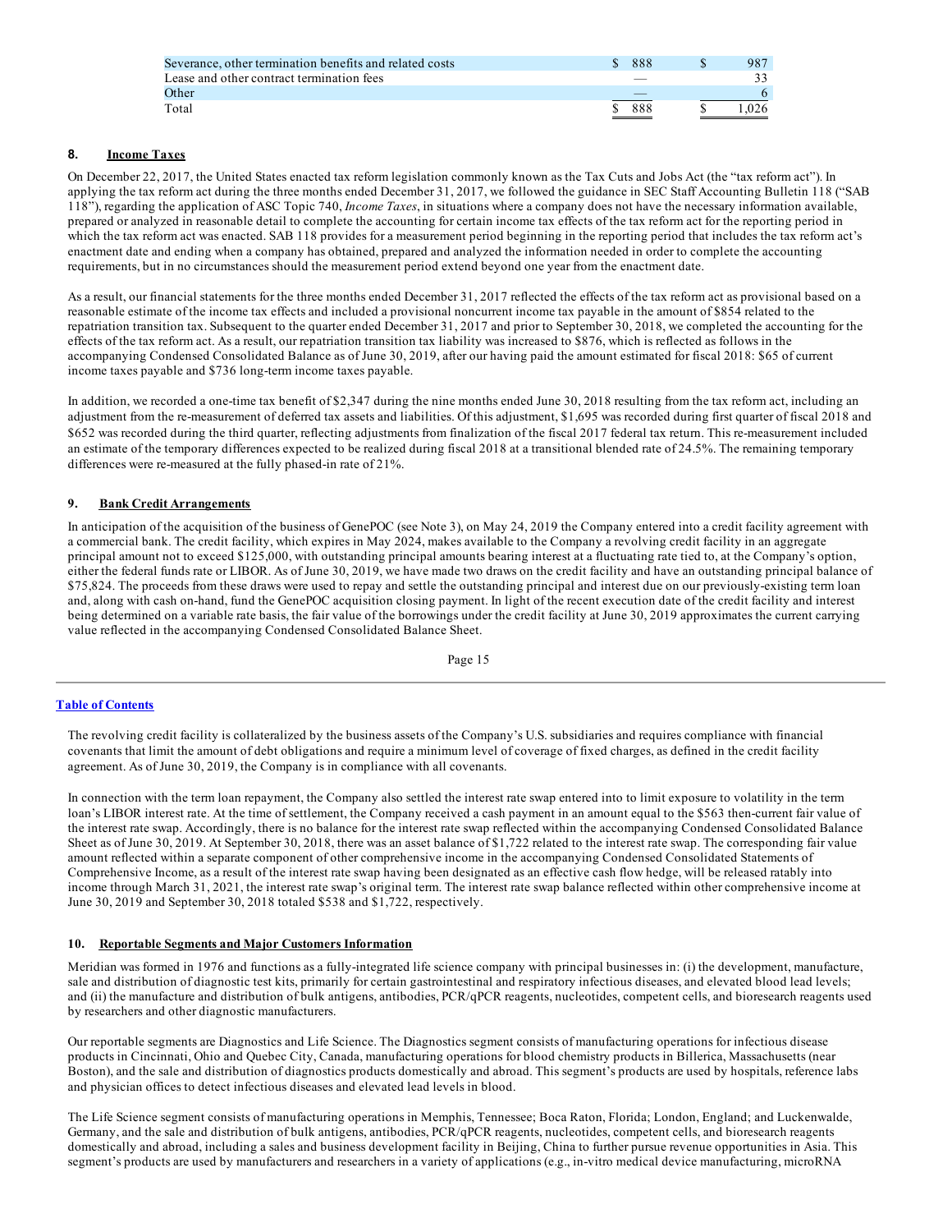| | | |
|---|---|---|
| Severance, other termination benefits and related costs | $ 888 | $ 987 |
| Lease and other contract termination fees | — | 33 |
| Other | — | 6 |
| Total | $ 888 | $ 1,026 |

## 8. **Income Taxes**

On December 22, 2017, the United States enacted tax reform legislation commonly known as the Tax Cuts and Jobs Act (the "tax reform act"). In applying the tax reform act during the three months ended December 31, 2017, we followed the guidance in SEC Staff Accounting Bulletin 118 ("SAB 118"), regarding the application of ASC Topic 740, *Income Taxes*, in situations where a company does not have the necessary information available, prepared or analyzed in reasonable detail to complete the accounting for certain income tax effects of the tax reform act for the reporting period in which the tax reform act was enacted. SAB 118 provides for a measurement period beginning in the reporting period that includes the tax reform act's enactment date and ending when a company has obtained, prepared and analyzed the information needed in order to complete the accounting requirements, but in no circumstances should the measurement period extend beyond one year from the enactment date.

As a result, our financial statements for the three months ended December 31, 2017 reflected the effects of the tax reform act as provisional based on a reasonable estimate of the income tax effects and included a provisional noncurrent income tax payable in the amount of $854 related to the repatriation transition tax. Subsequent to the quarter ended December 31, 2017 and prior to September 30, 2018, we completed the accounting for the effects of the tax reform act. As a result, our repatriation transition tax liability was increased to $876, which is reflected as follows in the accompanying Condensed Consolidated Balance as of June 30, 2019, after our having paid the amount estimated for fiscal 2018: $65 of current income taxes payable and $736 long-term income taxes payable.

In addition, we recorded a one-time tax benefit of $2,347 during the nine months ended June 30, 2018 resulting from the tax reform act, including an adjustment from the re-measurement of deferred tax assets and liabilities. Of this adjustment, $1,695 was recorded during first quarter of fiscal 2018 and $652 was recorded during the third quarter, reflecting adjustments from finalization of the fiscal 2017 federal tax return. This re-measurement included an estimate of the temporary differences expected to be realized during fiscal 2018 at a transitional blended rate of 24.5%. The remaining temporary differences were re-measured at the fully phased-in rate of 21%.

## 9. **Bank Credit Arrangements**

In anticipation of the acquisition of the business of GenePOC (see Note 3), on May 24, 2019 the Company entered into a credit facility agreement with a commercial bank. The credit facility, which expires in May 2024, makes available to the Company a revolving credit facility in an aggregate principal amount not to exceed $125,000, with outstanding principal amounts bearing interest at a fluctuating rate tied to, at the Company's option, either the federal funds rate or LIBOR. As of June 30, 2019, we have made two draws on the credit facility and have an outstanding principal balance of $75,824. The proceeds from these draws were used to repay and settle the outstanding principal and interest due on our previously-existing term loan and, along with cash on-hand, fund the GenePOC acquisition closing payment. In light of the recent execution date of the credit facility and interest being determined on a variable rate basis, the fair value of the borrowings under the credit facility at June 30, 2019 approximates the current carrying value reflected in the accompanying Condensed Consolidated Balance Sheet.

The revolving credit facility is collateralized by the business assets of the Company's U.S. subsidiaries and requires compliance with financial covenants that limit the amount of debt obligations and require a minimum level of coverage of fixed charges, as defined in the credit facility agreement. As of June 30, 2019, the Company is in compliance with all covenants.

In connection with the term loan repayment, the Company also settled the interest rate swap entered into to limit exposure to volatility in the term loan's LIBOR interest rate. At the time of settlement, the Company received a cash payment in an amount equal to the $563 then-current fair value of the interest rate swap. Accordingly, there is no balance for the interest rate swap reflected within the accompanying Condensed Consolidated Balance Sheet as of June 30, 2019. At September 30, 2018, there was an asset balance of $1,722 related to the interest rate swap. The corresponding fair value amount reflected within a separate component of other comprehensive income in the accompanying Condensed Consolidated Statements of Comprehensive Income, as a result of the interest rate swap having been designated as an effective cash flow hedge, will be released ratably into income through March 31, 2021, the interest rate swap's original term. The interest rate swap balance reflected within other comprehensive income at June 30, 2019 and September 30, 2018 totaled $538 and $1,722, respectively.

## 10. **Reportable Segments and Major Customers Information**

Meridian was formed in 1976 and functions as a fully-integrated life science company with principal businesses in: (i) the development, manufacture, sale and distribution of diagnostic test kits, primarily for certain gastrointestinal and respiratory infectious diseases, and elevated blood lead levels; and (ii) the manufacture and distribution of bulk antigens, antibodies, PCR/qPCR reagents, nucleotides, competent cells, and bioresearch reagents used by researchers and other diagnostic manufacturers.

Our reportable segments are Diagnostics and Life Science. The Diagnostics segment consists of manufacturing operations for infectious disease products in Cincinnati, Ohio and Quebec City, Canada, manufacturing operations for blood chemistry products in Billerica, Massachusetts (near Boston), and the sale and distribution of diagnostics products domestically and abroad. This segment's products are used by hospitals, reference labs and physician offices to detect infectious diseases and elevated lead levels in blood.

The Life Science segment consists of manufacturing operations in Memphis, Tennessee; Boca Raton, Florida; London, England; and Luckenwalde, Germany, and the sale and distribution of bulk antigens, antibodies, PCR/qPCR reagents, nucleotides, competent cells, and bioresearch reagents domestically and abroad, including a sales and business development facility in Beijing, China to further pursue revenue opportunities in Asia. This segment's products are used by manufacturers and researchers in a variety of applications (e.g., in-vitro medical device manufacturing, microRNA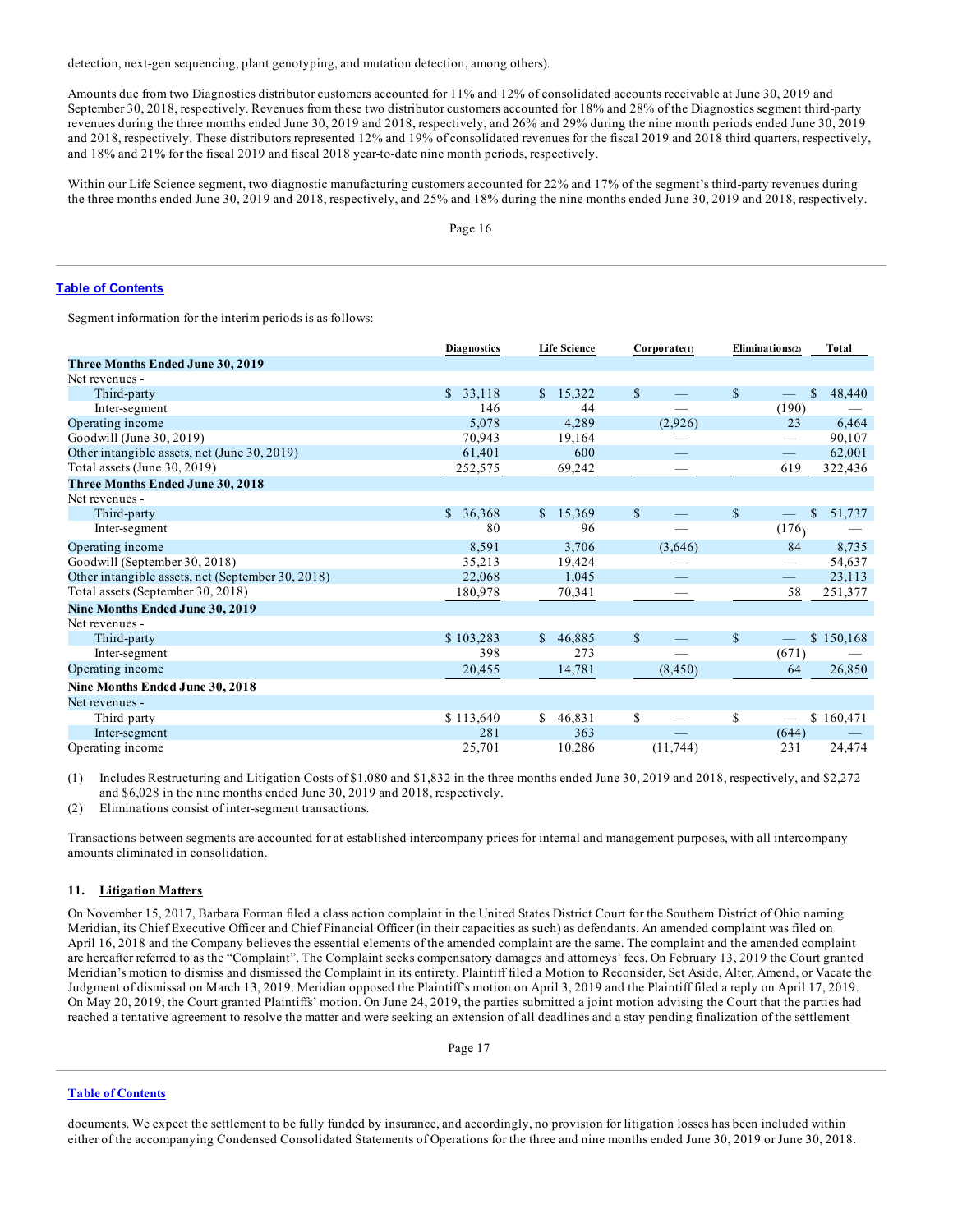detection, next-gen sequencing, plant genotyping, and mutation detection, among others).

Amounts due from two Diagnostics distributor customers accounted for 11% and 12% of consolidated accounts receivable at June 30, 2019 and September 30, 2018, respectively. Revenues from these two distributor customers accounted for 18% and 28% of the Diagnostics segment third-party revenues during the three months ended June 30, 2019 and 2018, respectively, and 26% and 29% during the nine month periods ended June 30, 2019 and 2018, respectively. These distributors represented 12% and 19% of consolidated revenues for the fiscal 2019 and 2018 third quarters, respectively, and 18% and 21% for the fiscal 2019 and fiscal 2018 year-to-date nine month periods, respectively.

Within our Life Science segment, two diagnostic manufacturing customers accounted for 22% and 17% of the segment's third-party revenues during the three months ended June 30, 2019 and 2018, respectively, and 25% and 18% during the nine months ended June 30, 2019 and 2018, respectively.

Segment information for the interim periods is as follows:

| | Diagnostics | Life Science | Corporate(1) | Eliminations(2) | Total |
|---|---|---|---|---|---|
| **Three Months Ended June 30, 2019** | | | | | |
| Net revenues - | | | | | |
| Third-party | $ 33,118 | $ 15,322 | $ — | $ — | $ 48,440 |
| Inter-segment | 146 | 44 | — | (190) | — |
| Operating income | 5,078 | 4,289 | (2,926) | 23 | 6,464 |
| Goodwill (June 30, 2019) | 70,943 | 19,164 | — | — | 90,107 |
| Other intangible assets, net (June 30, 2019) | 61,401 | 600 | — | — | 62,001 |
| Total assets (June 30, 2019) | 252,575 | 69,242 | — | 619 | 322,436 |
| **Three Months Ended June 30, 2018** | | | | | |
| Net revenues - | | | | | |
| Third-party | $ 36,368 | $ 15,369 | $ — | $ — | $ 51,737 |
| Inter-segment | 80 | 96 | — | (176) | — |
| Operating income | 8,591 | 3,706 | (3,646) | 84 | 8,735 |
| Goodwill (September 30, 2018) | 35,213 | 19,424 | — | — | 54,637 |
| Other intangible assets, net (September 30, 2018) | 22,068 | 1,045 | — | — | 23,113 |
| Total assets (September 30, 2018) | 180,978 | 70,341 | — | 58 | 251,377 |
| **Nine Months Ended June 30, 2019** | | | | | |
| Net revenues - | | | | | |
| Third-party | $ 103,283 | $ 46,885 | $ — | $ — | $ 150,168 |
| Inter-segment | 398 | 273 | — | (671) | — |
| Operating income | 20,455 | 14,781 | (8,450) | 64 | 26,850 |
| **Nine Months Ended June 30, 2018** | | | | | |
| Net revenues - | | | | | |
| Third-party | $ 113,640 | $ 46,831 | $ — | $ — | $ 160,471 |
| Inter-segment | 281 | 363 | — | (644) | — |
| Operating income | 25,701 | 10,286 | (11,744) | 231 | 24,474 |

(1) Includes Restructuring and Litigation Costs of $1,080 and $1,832 in the three months ended June 30, 2019 and 2018, respectively, and $2,272 and $6,028 in the nine months ended June 30, 2019 and 2018, respectively.

(2) Eliminations consist of inter-segment transactions.

Transactions between segments are accounted for at established intercompany prices for internal and management purposes, with all intercompany amounts eliminated in consolidation.

## 11. Litigation Matters

On November 15, 2017, Barbara Forman filed a class action complaint in the United States District Court for the Southern District of Ohio naming Meridian, its Chief Executive Officer and Chief Financial Officer (in their capacities as such) as defendants. An amended complaint was filed on April 16, 2018 and the Company believes the essential elements of the amended complaint are the same. The complaint and the amended complaint are hereafter referred to as the "Complaint". The Complaint seeks compensatory damages and attorneys' fees. On February 13, 2019 the Court granted Meridian's motion to dismiss and dismissed the Complaint in its entirety. Plaintiff filed a Motion to Reconsider, Set Aside, Alter, Amend, or Vacate the Judgment of dismissal on March 13, 2019. Meridian opposed the Plaintiff's motion on April 3, 2019 and the Plaintiff filed a reply on April 17, 2019. On May 20, 2019, the Court granted Plaintiffs' motion. On June 24, 2019, the parties submitted a joint motion advising the Court that the parties had reached a tentative agreement to resolve the matter and were seeking an extension of all deadlines and a stay pending finalization of the settlement documents. We expect the settlement to be fully funded by insurance, and accordingly, no provision for litigation losses has been included within either of the accompanying Condensed Consolidated Statements of Operations for the three and nine months ended June 30, 2019 or June 30, 2018.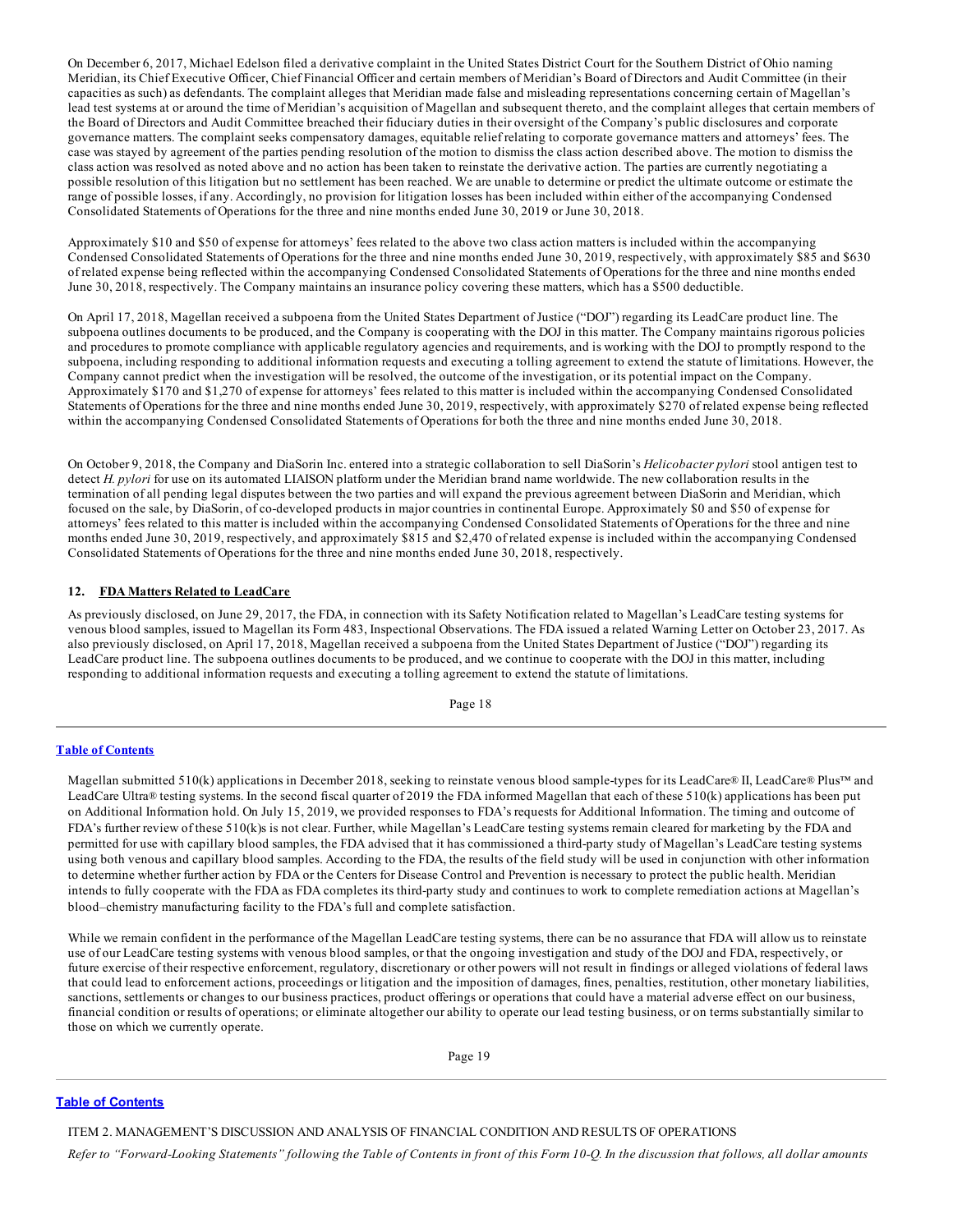On December 6, 2017, Michael Edelson filed a derivative complaint in the United States District Court for the Southern District of Ohio naming Meridian, its Chief Executive Officer, Chief Financial Officer and certain members of Meridian's Board of Directors and Audit Committee (in their capacities as such) as defendants. The complaint alleges that Meridian made false and misleading representations concerning certain of Magellan's lead test systems at or around the time of Meridian's acquisition of Magellan and subsequent thereto, and the complaint alleges that certain members of the Board of Directors and Audit Committee breached their fiduciary duties in their oversight of the Company's public disclosures and corporate governance matters. The complaint seeks compensatory damages, equitable relief relating to corporate governance matters and attorneys' fees. The case was stayed by agreement of the parties pending resolution of the motion to dismiss the class action described above. The motion to dismiss the class action was resolved as noted above and no action has been taken to reinstate the derivative action. The parties are currently negotiating a possible resolution of this litigation but no settlement has been reached. We are unable to determine or predict the ultimate outcome or estimate the range of possible losses, if any. Accordingly, no provision for litigation losses has been included within either of the accompanying Condensed Consolidated Statements of Operations for the three and nine months ended June 30, 2019 or June 30, 2018.

Approximately $10 and $50 of expense for attorneys' fees related to the above two class action matters is included within the accompanying Condensed Consolidated Statements of Operations for the three and nine months ended June 30, 2019, respectively, with approximately $85 and $630 of related expense being reflected within the accompanying Condensed Consolidated Statements of Operations for the three and nine months ended June 30, 2018, respectively. The Company maintains an insurance policy covering these matters, which has a $500 deductible.

On April 17, 2018, Magellan received a subpoena from the United States Department of Justice ("DOJ") regarding its LeadCare product line. The subpoena outlines documents to be produced, and the Company is cooperating with the DOJ in this matter. The Company maintains rigorous policies and procedures to promote compliance with applicable regulatory agencies and requirements, and is working with the DOJ to promptly respond to the subpoena, including responding to additional information requests and executing a tolling agreement to extend the statute of limitations. However, the Company cannot predict when the investigation will be resolved, the outcome of the investigation, or its potential impact on the Company. Approximately $170 and $1,270 of expense for attorneys' fees related to this matter is included within the accompanying Condensed Consolidated Statements of Operations for the three and nine months ended June 30, 2019, respectively, with approximately $270 of related expense being reflected within the accompanying Condensed Consolidated Statements of Operations for both the three and nine months ended June 30, 2018.

On October 9, 2018, the Company and DiaSorin Inc. entered into a strategic collaboration to sell DiaSorin's *Helicobacter pylori* stool antigen test to detect *H. pylori* for use on its automated LIAISON platform under the Meridian brand name worldwide. The new collaboration results in the termination of all pending legal disputes between the two parties and will expand the previous agreement between DiaSorin and Meridian, which focused on the sale, by DiaSorin, of co-developed products in major countries in continental Europe. Approximately $0 and $50 of expense for attorneys' fees related to this matter is included within the accompanying Condensed Consolidated Statements of Operations for the three and nine months ended June 30, 2019, respectively, and approximately $815 and $2,470 of related expense is included within the accompanying Condensed Consolidated Statements of Operations for the three and nine months ended June 30, 2018, respectively.

## 12. FDA Matters Related to LeadCare

As previously disclosed, on June 29, 2017, the FDA, in connection with its Safety Notification related to Magellan's LeadCare testing systems for venous blood samples, issued to Magellan its Form 483, Inspectional Observations. The FDA issued a related Warning Letter on October 23, 2017. As also previously disclosed, on April 17, 2018, Magellan received a subpoena from the United States Department of Justice ("DOJ") regarding its LeadCare product line. The subpoena outlines documents to be produced, and we continue to cooperate with the DOJ in this matter, including responding to additional information requests and executing a tolling agreement to extend the statute of limitations.

Magellan submitted 510(k) applications in December 2018, seeking to reinstate venous blood sample-types for its LeadCare® II, LeadCare® Plus™ and LeadCare Ultra® testing systems. In the second fiscal quarter of 2019 the FDA informed Magellan that each of these 510(k) applications has been put on Additional Information hold. On July 15, 2019, we provided responses to FDA's requests for Additional Information. The timing and outcome of FDA's further review of these 510(k)s is not clear. Further, while Magellan's LeadCare testing systems remain cleared for marketing by the FDA and permitted for use with capillary blood samples, the FDA advised that it has commissioned a third-party study of Magellan's LeadCare testing systems using both venous and capillary blood samples. According to the FDA, the results of the field study will be used in conjunction with other information to determine whether further action by FDA or the Centers for Disease Control and Prevention is necessary to protect the public health. Meridian intends to fully cooperate with the FDA as FDA completes its third-party study and continues to work to complete remediation actions at Magellan's blood–chemistry manufacturing facility to the FDA's full and complete satisfaction.

While we remain confident in the performance of the Magellan LeadCare testing systems, there can be no assurance that FDA will allow us to reinstate use of our LeadCare testing systems with venous blood samples, or that the ongoing investigation and study of the DOJ and FDA, respectively, or future exercise of their respective enforcement, regulatory, discretionary or other powers will not result in findings or alleged violations of federal laws that could lead to enforcement actions, proceedings or litigation and the imposition of damages, fines, penalties, restitution, other monetary liabilities, sanctions, settlements or changes to our business practices, product offerings or operations that could have a material adverse effect on our business, financial condition or results of operations; or eliminate altogether our ability to operate our lead testing business, or on terms substantially similar to those on which we currently operate.

ITEM 2. MANAGEMENT'S DISCUSSION AND ANALYSIS OF FINANCIAL CONDITION AND RESULTS OF OPERATIONS

*Refer to "Forward-Looking Statements" following the Table of Contents in front of this Form 10-Q. In the discussion that follows, all dollar amounts*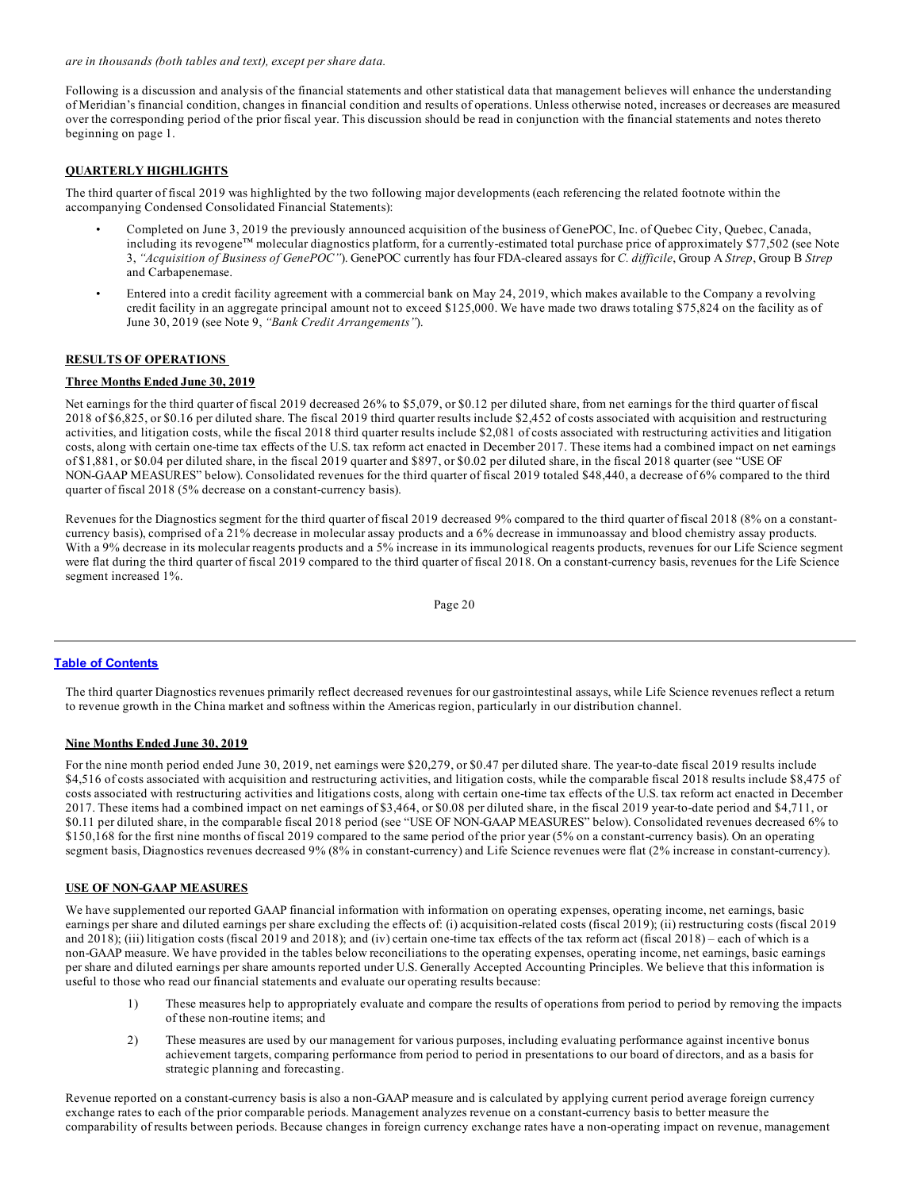*are in thousands (both tables and text), except per share data.*

Following is a discussion and analysis of the financial statements and other statistical data that management believes will enhance the understanding of Meridian's financial condition, changes in financial condition and results of operations. Unless otherwise noted, increases or decreases are measured over the corresponding period of the prior fiscal year. This discussion should be read in conjunction with the financial statements and notes thereto beginning on page 1.

**QUARTERLY HIGHLIGHTS**

The third quarter of fiscal 2019 was highlighted by the two following major developments (each referencing the related footnote within the accompanying Condensed Consolidated Financial Statements):

- Completed on June 3, 2019 the previously announced acquisition of the business of GenePOC, Inc. of Quebec City, Quebec, Canada, including its revogene™ molecular diagnostics platform, for a currently-estimated total purchase price of approximately $77,502 (see Note 3, *"Acquisition of Business of GenePOC"*). GenePOC currently has four FDA-cleared assays for *C. difficile*, Group A *Strep*, Group B *Strep* and Carbapenemase.
- Entered into a credit facility agreement with a commercial bank on May 24, 2019, which makes available to the Company a revolving credit facility in an aggregate principal amount not to exceed $125,000. We have made two draws totaling $75,824 on the facility as of June 30, 2019 (see Note 9, *"Bank Credit Arrangements"*).

**RESULTS OF OPERATIONS**

**Three Months Ended June 30, 2019**

Net earnings for the third quarter of fiscal 2019 decreased 26% to $5,079, or $0.12 per diluted share, from net earnings for the third quarter of fiscal 2018 of $6,825, or $0.16 per diluted share. The fiscal 2019 third quarter results include $2,452 of costs associated with acquisition and restructuring activities, and litigation costs, while the fiscal 2018 third quarter results include $2,081 of costs associated with restructuring activities and litigation costs, along with certain one-time tax effects of the U.S. tax reform act enacted in December 2017. These items had a combined impact on net earnings of $1,881, or $0.04 per diluted share, in the fiscal 2019 quarter and $897, or $0.02 per diluted share, in the fiscal 2018 quarter (see "USE OF NON-GAAP MEASURES" below). Consolidated revenues for the third quarter of fiscal 2019 totaled $48,440, a decrease of 6% compared to the third quarter of fiscal 2018 (5% decrease on a constant-currency basis).

Revenues for the Diagnostics segment for the third quarter of fiscal 2019 decreased 9% compared to the third quarter of fiscal 2018 (8% on a constant-currency basis), comprised of a 21% decrease in molecular assay products and a 6% decrease in immunoassay and blood chemistry assay products. With a 9% decrease in its molecular reagents products and a 5% increase in its immunological reagents products, revenues for our Life Science segment were flat during the third quarter of fiscal 2019 compared to the third quarter of fiscal 2018. On a constant-currency basis, revenues for the Life Science segment increased 1%.

The third quarter Diagnostics revenues primarily reflect decreased revenues for our gastrointestinal assays, while Life Science revenues reflect a return to revenue growth in the China market and softness within the Americas region, particularly in our distribution channel.

**Nine Months Ended June 30, 2019**

For the nine month period ended June 30, 2019, net earnings were $20,279, or $0.47 per diluted share. The year-to-date fiscal 2019 results include $4,516 of costs associated with acquisition and restructuring activities, and litigation costs, while the comparable fiscal 2018 results include $8,475 of costs associated with restructuring activities and litigations costs, along with certain one-time tax effects of the U.S. tax reform act enacted in December 2017. These items had a combined impact on net earnings of $3,464, or $0.08 per diluted share, in the fiscal 2019 year-to-date period and $4,711, or $0.11 per diluted share, in the comparable fiscal 2018 period (see "USE OF NON-GAAP MEASURES" below). Consolidated revenues decreased 6% to $150,168 for the first nine months of fiscal 2019 compared to the same period of the prior year (5% on a constant-currency basis). On an operating segment basis, Diagnostics revenues decreased 9% (8% in constant-currency) and Life Science revenues were flat (2% increase in constant-currency).

**USE OF NON-GAAP MEASURES**

We have supplemented our reported GAAP financial information with information on operating expenses, operating income, net earnings, basic earnings per share and diluted earnings per share excluding the effects of: (i) acquisition-related costs (fiscal 2019); (ii) restructuring costs (fiscal 2019 and 2018); (iii) litigation costs (fiscal 2019 and 2018); and (iv) certain one-time tax effects of the tax reform act (fiscal 2018) – each of which is a non-GAAP measure. We have provided in the tables below reconciliations to the operating expenses, operating income, net earnings, basic earnings per share and diluted earnings per share amounts reported under U.S. Generally Accepted Accounting Principles. We believe that this information is useful to those who read our financial statements and evaluate our operating results because:

1) These measures help to appropriately evaluate and compare the results of operations from period to period by removing the impacts of these non-routine items; and
2) These measures are used by our management for various purposes, including evaluating performance against incentive bonus achievement targets, comparing performance from period to period in presentations to our board of directors, and as a basis for strategic planning and forecasting.

Revenue reported on a constant-currency basis is also a non-GAAP measure and is calculated by applying current period average foreign currency exchange rates to each of the prior comparable periods. Management analyzes revenue on a constant-currency basis to better measure the comparability of results between periods. Because changes in foreign currency exchange rates have a non-operating impact on revenue, management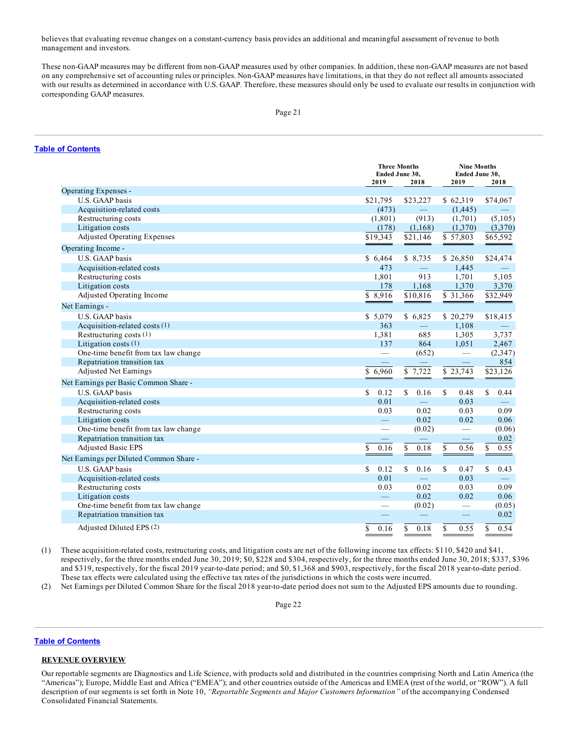believes that evaluating revenue changes on a constant-currency basis provides an additional and meaningful assessment of revenue to both management and investors.

These non-GAAP measures may be different from non-GAAP measures used by other companies. In addition, these non-GAAP measures are not based on any comprehensive set of accounting rules or principles. Non-GAAP measures have limitations, in that they do not reflect all amounts associated with our results as determined in accordance with U.S. GAAP. Therefore, these measures should only be used to evaluate our results in conjunction with corresponding GAAP measures.

| | Three Months Ended June 30, | | Nine Months Ended June 30, | |
|---|---|---|---|---|
| | 2019 | 2018 | 2019 | 2018 |
| Operating Expenses - | | | | |
| U.S. GAAP basis | $21,795 | $23,227 | $ 62,319 | $74,067 |
| Acquisition-related costs | (473) | — | (1,445) | — |
| Restructuring costs | (1,801) | (913) | (1,701) | (5,105) |
| Litigation costs | (178) | (1,168) | (1,370) | (3,370) |
| Adjusted Operating Expenses | $19,343 | $21,146 | $ 57,803 | $65,592 |
| Operating Income - | | | | |
| U.S. GAAP basis | $ 6,464 | $ 8,735 | $ 26,850 | $24,474 |
| Acquisition-related costs | 473 | — | 1,445 | — |
| Restructuring costs | 1,801 | 913 | 1,701 | 5,105 |
| Litigation costs | 178 | 1,168 | 1,370 | 3,370 |
| Adjusted Operating Income | $ 8,916 | $10,816 | $ 31,366 | $32,949 |
| Net Earnings - | | | | |
| U.S. GAAP basis | $ 5,079 | $ 6,825 | $ 20,279 | $18,415 |
| Acquisition-related costs (1) | 363 | — | 1,108 | — |
| Restructuring costs (1) | 1,381 | 685 | 1,305 | 3,737 |
| Litigation costs (1) | 137 | 864 | 1,051 | 2,467 |
| One-time benefit from tax law change | — | (652) | — | (2,347) |
| Repatriation transition tax | — | — | — | 854 |
| Adjusted Net Earnings | $ 6,960 | $ 7,722 | $ 23,743 | $23,126 |
| Net Earnings per Basic Common Share - | | | | |
| U.S. GAAP basis | $ 0.12 | $ 0.16 | $ 0.48 | $ 0.44 |
| Acquisition-related costs | 0.01 | — | 0.03 | — |
| Restructuring costs | 0.03 | 0.02 | 0.03 | 0.09 |
| Litigation costs | — | 0.02 | 0.02 | 0.06 |
| One-time benefit from tax law change | — | (0.02) | — | (0.06) |
| Repatriation transition tax | — | — | — | 0.02 |
| Adjusted Basic EPS | $ 0.16 | $ 0.18 | $ 0.56 | $ 0.55 |
| Net Earnings per Diluted Common Share - | | | | |
| U.S. GAAP basis | $ 0.12 | $ 0.16 | $ 0.47 | $ 0.43 |
| Acquisition-related costs | 0.01 | — | 0.03 | — |
| Restructuring costs | 0.03 | 0.02 | 0.03 | 0.09 |
| Litigation costs | — | 0.02 | 0.02 | 0.06 |
| One-time benefit from tax law change | — | (0.02) | — | (0.05) |
| Repatriation transition tax | — | — | — | 0.02 |
| Adjusted Diluted EPS (2) | $ 0.16 | $ 0.18 | $ 0.55 | $ 0.54 |

(1) These acquisition-related costs, restructuring costs, and litigation costs are net of the following income tax effects: $110, $420 and $41, respectively, for the three months ended June 30, 2019; $0, $228 and $304, respectively, for the three months ended June 30, 2018; $337, $396 and $319, respectively, for the fiscal 2019 year-to-date period; and $0, $1,368 and $903, respectively, for the fiscal 2018 year-to-date period. These tax effects were calculated using the effective tax rates of the jurisdictions in which the costs were incurred.

(2) Net Earnings per Diluted Common Share for the fiscal 2018 year-to-date period does not sum to the Adjusted EPS amounts due to rounding.

## REVENUE OVERVIEW

Our reportable segments are Diagnostics and Life Science, with products sold and distributed in the countries comprising North and Latin America (the "Americas"); Europe, Middle East and Africa ("EMEA"); and other countries outside of the Americas and EMEA (rest of the world, or "ROW"). A full description of our segments is set forth in Note 10, *"Reportable Segments and Major Customers Information"* of the accompanying Condensed Consolidated Financial Statements.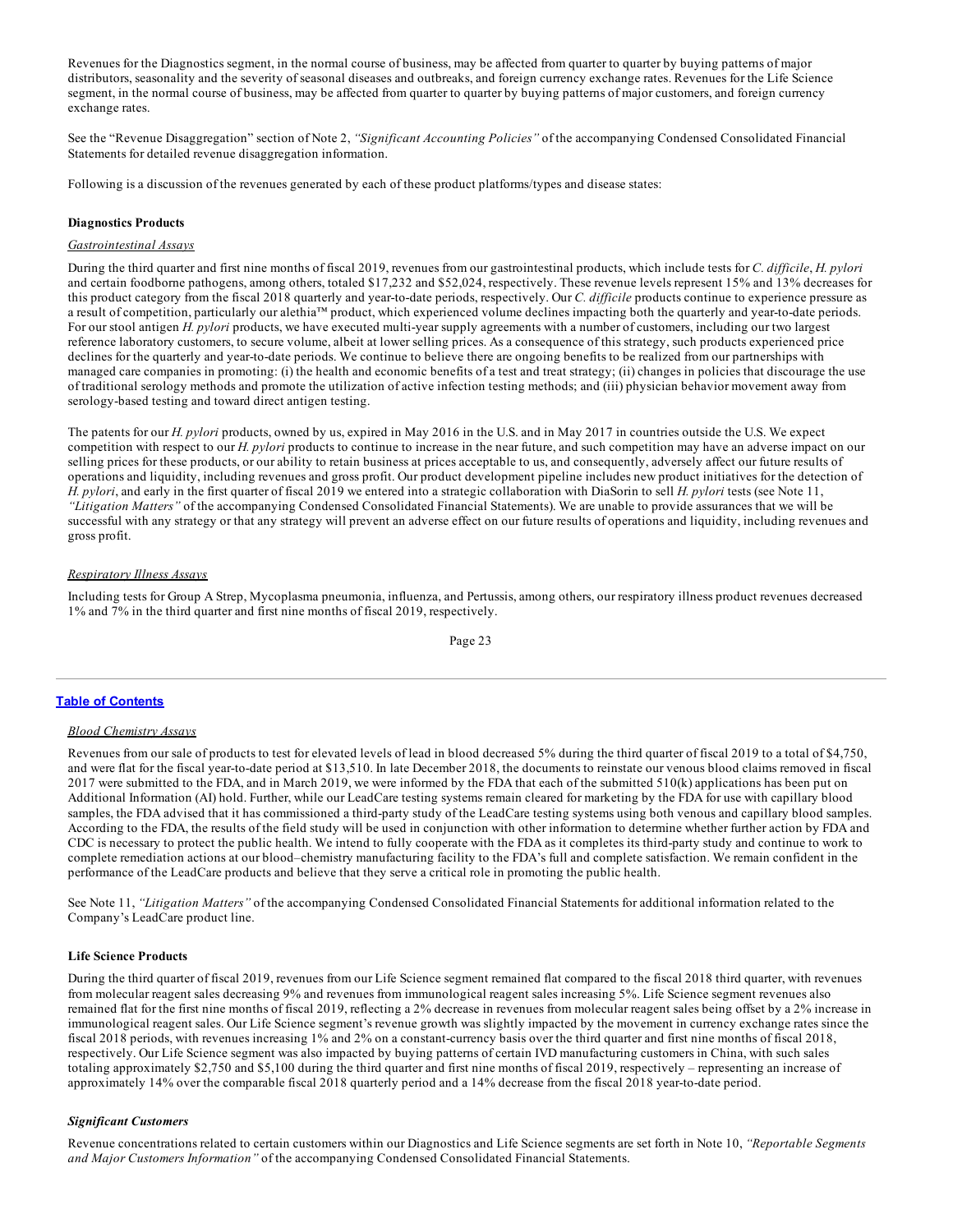Revenues for the Diagnostics segment, in the normal course of business, may be affected from quarter to quarter by buying patterns of major distributors, seasonality and the severity of seasonal diseases and outbreaks, and foreign currency exchange rates. Revenues for the Life Science segment, in the normal course of business, may be affected from quarter to quarter by buying patterns of major customers, and foreign currency exchange rates.

See the "Revenue Disaggregation" section of Note 2, *"Significant Accounting Policies"* of the accompanying Condensed Consolidated Financial Statements for detailed revenue disaggregation information.

Following is a discussion of the revenues generated by each of these product platforms/types and disease states:

**Diagnostics Products**

*Gastrointestinal Assays*

During the third quarter and first nine months of fiscal 2019, revenues from our gastrointestinal products, which include tests for *C. difficile*, *H. pylori* and certain foodborne pathogens, among others, totaled $17,232 and $52,024, respectively. These revenue levels represent 15% and 13% decreases for this product category from the fiscal 2018 quarterly and year-to-date periods, respectively. Our *C. difficile* products continue to experience pressure as a result of competition, particularly our alethia™ product, which experienced volume declines impacting both the quarterly and year-to-date periods. For our stool antigen *H. pylori* products, we have executed multi-year supply agreements with a number of customers, including our two largest reference laboratory customers, to secure volume, albeit at lower selling prices. As a consequence of this strategy, such products experienced price declines for the quarterly and year-to-date periods. We continue to believe there are ongoing benefits to be realized from our partnerships with managed care companies in promoting: (i) the health and economic benefits of a test and treat strategy; (ii) changes in policies that discourage the use of traditional serology methods and promote the utilization of active infection testing methods; and (iii) physician behavior movement away from serology-based testing and toward direct antigen testing.

The patents for our *H. pylori* products, owned by us, expired in May 2016 in the U.S. and in May 2017 in countries outside the U.S. We expect competition with respect to our *H. pylori* products to continue to increase in the near future, and such competition may have an adverse impact on our selling prices for these products, or our ability to retain business at prices acceptable to us, and consequently, adversely affect our future results of operations and liquidity, including revenues and gross profit. Our product development pipeline includes new product initiatives for the detection of *H. pylori*, and early in the first quarter of fiscal 2019 we entered into a strategic collaboration with DiaSorin to sell *H. pylori* tests (see Note 11, *"Litigation Matters"* of the accompanying Condensed Consolidated Financial Statements). We are unable to provide assurances that we will be successful with any strategy or that any strategy will prevent an adverse effect on our future results of operations and liquidity, including revenues and gross profit.

*Respiratory Illness Assays*

Including tests for Group A Strep, Mycoplasma pneumonia, influenza, and Pertussis, among others, our respiratory illness product revenues decreased 1% and 7% in the third quarter and first nine months of fiscal 2019, respectively.

*Blood Chemistry Assays*

Revenues from our sale of products to test for elevated levels of lead in blood decreased 5% during the third quarter of fiscal 2019 to a total of $4,750, and were flat for the fiscal year-to-date period at $13,510. In late December 2018, the documents to reinstate our venous blood claims removed in fiscal 2017 were submitted to the FDA, and in March 2019, we were informed by the FDA that each of the submitted 510(k) applications has been put on Additional Information (AI) hold. Further, while our LeadCare testing systems remain cleared for marketing by the FDA for use with capillary blood samples, the FDA advised that it has commissioned a third-party study of the LeadCare testing systems using both venous and capillary blood samples. According to the FDA, the results of the field study will be used in conjunction with other information to determine whether further action by FDA and CDC is necessary to protect the public health. We intend to fully cooperate with the FDA as it completes its third-party study and continue to work to complete remediation actions at our blood–chemistry manufacturing facility to the FDA's full and complete satisfaction. We remain confident in the performance of the LeadCare products and believe that they serve a critical role in promoting the public health.

See Note 11, *"Litigation Matters"* of the accompanying Condensed Consolidated Financial Statements for additional information related to the Company's LeadCare product line.

**Life Science Products**

During the third quarter of fiscal 2019, revenues from our Life Science segment remained flat compared to the fiscal 2018 third quarter, with revenues from molecular reagent sales decreasing 9% and revenues from immunological reagent sales increasing 5%. Life Science segment revenues also remained flat for the first nine months of fiscal 2019, reflecting a 2% decrease in revenues from molecular reagent sales being offset by a 2% increase in immunological reagent sales. Our Life Science segment's revenue growth was slightly impacted by the movement in currency exchange rates since the fiscal 2018 periods, with revenues increasing 1% and 2% on a constant-currency basis over the third quarter and first nine months of fiscal 2018, respectively. Our Life Science segment was also impacted by buying patterns of certain IVD manufacturing customers in China, with such sales totaling approximately $2,750 and $5,100 during the third quarter and first nine months of fiscal 2019, respectively – representing an increase of approximately 14% over the comparable fiscal 2018 quarterly period and a 14% decrease from the fiscal 2018 year-to-date period.

***Significant Customers***

Revenue concentrations related to certain customers within our Diagnostics and Life Science segments are set forth in Note 10, *"Reportable Segments and Major Customers Information"* of the accompanying Condensed Consolidated Financial Statements.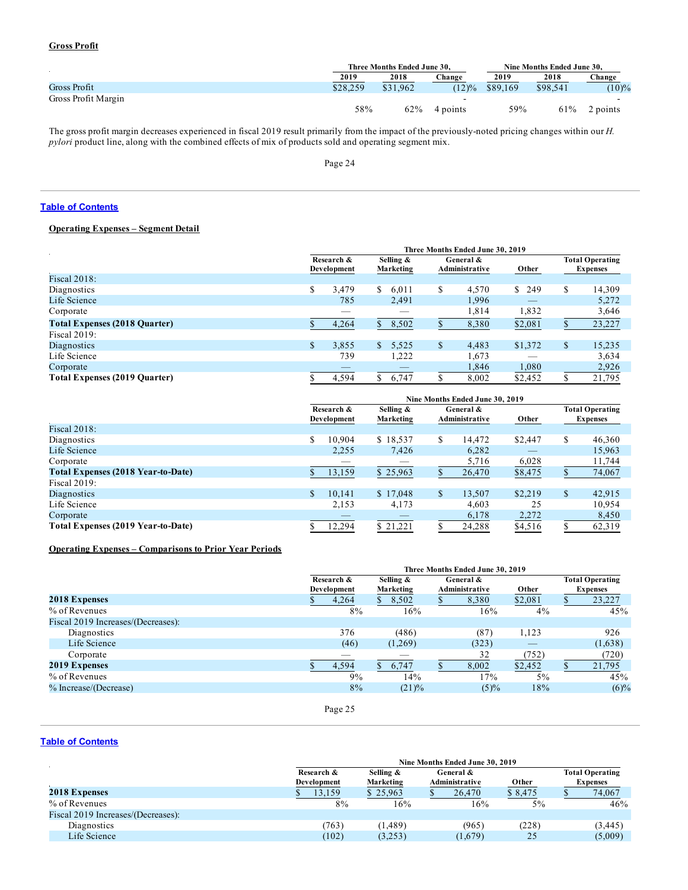**Gross Profit**

| | Three Months Ended June 30, | | | Nine Months Ended June 30, | | |
|---|---|---|---|---|---|---|
| | 2019 | 2018 | Change | 2019 | 2018 | Change |
| Gross Profit | $28,259 | $31,962 | (12)% | $89,169 | $98,541 | (10)% |
| Gross Profit Margin | 58% | 62% | - 4 points | 59% | 61% | - 2 points |

The gross profit margin decreases experienced in fiscal 2019 result primarily from the impact of the previously-noted pricing changes within our *H. pylori* product line, along with the combined effects of mix of products sold and operating segment mix.

**Operating Expenses – Segment Detail**

| | Three Months Ended June 30, 2019 | | | | |
|---|---|---|---|---|---|
| | Research & Development | Selling & Marketing | General & Administrative | Other | Total Operating Expenses |
| Fiscal 2018: | | | | | |
| Diagnostics | $ 3,479 | $ 6,011 | $ 4,570 | $ 249 | $ 14,309 |
| Life Science | 785 | 2,491 | 1,996 | — | 5,272 |
| Corporate | — | — | 1,814 | 1,832 | 3,646 |
| **Total Expenses (2018 Quarter)** | $ 4,264 | $ 8,502 | $ 8,380 | $2,081 | $ 23,227 |
| Fiscal 2019: | | | | | |
| Diagnostics | $ 3,855 | $ 5,525 | $ 4,483 | $1,372 | $ 15,235 |
| Life Science | 739 | 1,222 | 1,673 | — | 3,634 |
| Corporate | — | — | 1,846 | 1,080 | 2,926 |
| **Total Expenses (2019 Quarter)** | $ 4,594 | $ 6,747 | $ 8,002 | $2,452 | $ 21,795 |

| | Nine Months Ended June 30, 2019 | | | | |
|---|---|---|---|---|---|
| | Research & Development | Selling & Marketing | General & Administrative | Other | Total Operating Expenses |
| Fiscal 2018: | | | | | |
| Diagnostics | $ 10,904 | $ 18,537 | $ 14,472 | $2,447 | $ 46,360 |
| Life Science | 2,255 | 7,426 | 6,282 | — | 15,963 |
| Corporate | — | — | 5,716 | 6,028 | 11,744 |
| **Total Expenses (2018 Year-to-Date)** | $ 13,159 | $ 25,963 | $ 26,470 | $8,475 | $ 74,067 |
| Fiscal 2019: | | | | | |
| Diagnostics | $ 10,141 | $ 17,048 | $ 13,507 | $2,219 | $ 42,915 |
| Life Science | 2,153 | 4,173 | 4,603 | 25 | 10,954 |
| Corporate | — | — | 6,178 | 2,272 | 8,450 |
| **Total Expenses (2019 Year-to-Date)** | $ 12,294 | $ 21,221 | $ 24,288 | $4,516 | $ 62,319 |

**Operating Expenses – Comparisons to Prior Year Periods**

| | Three Months Ended June 30, 2019 | | | | |
|---|---|---|---|---|---|
| | Research & Development | Selling & Marketing | General & Administrative | Other | Total Operating Expenses |
| **2018 Expenses** | $ 4,264 | $ 8,502 | $ 8,380 | $2,081 | $ 23,227 |
| % of Revenues | 8% | 16% | 16% | 4% | 45% |
| Fiscal 2019 Increases/(Decreases): | | | | | |
| Diagnostics | 376 | (486) | (87) | 1,123 | 926 |
| Life Science | (46) | (1,269) | (323) | — | (1,638) |
| Corporate | — | — | 32 | (752) | (720) |
| **2019 Expenses** | $ 4,594 | $ 6,747 | $ 8,002 | $2,452 | $ 21,795 |
| % of Revenues | 9% | 14% | 17% | 5% | 45% |
| % Increase/(Decrease) | 8% | (21)% | (5)% | 18% | (6)% |

| | Nine Months Ended June 30, 2019 | | | | |
|---|---|---|---|---|---|
| | Research & Development | Selling & Marketing | General & Administrative | Other | Total Operating Expenses |
| **2018 Expenses** | $ 13,159 | $ 25,963 | $ 26,470 | $ 8,475 | $ 74,067 |
| % of Revenues | 8% | 16% | 16% | 5% | 46% |
| Fiscal 2019 Increases/(Decreases): | | | | | |
| Diagnostics | (763) | (1,489) | (965) | (228) | (3,445) |
| Life Science | (102) | (3,253) | (1,679) | 25 | (5,009) |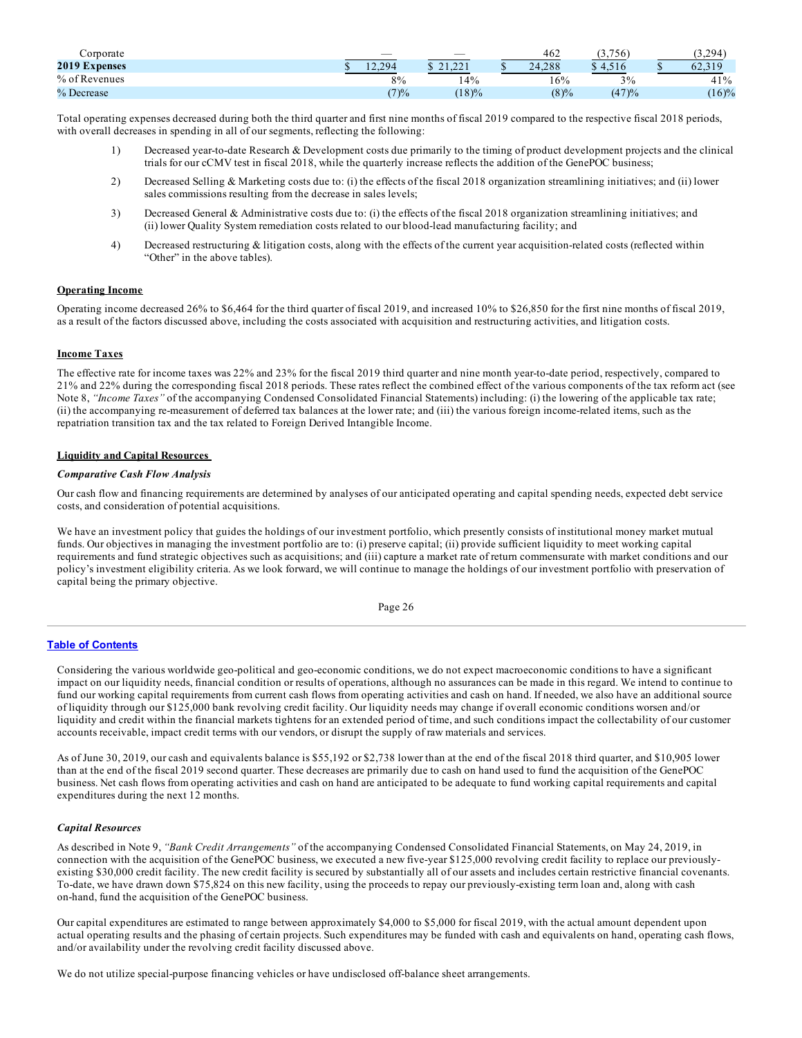| | | | | | |
|---|---|---|---|---|---|
| Corporate | — | — | 462 | (3,756) | (3,294) |
| **2019 Expenses** | $ 12,294 | $ 21,221 | $ 24,288 | $ 4,516 | $ 62,319 |
| % of Revenues | 8% | 14% | 16% | 3% | 41% |
| % Decrease | (7)% | (18)% | (8)% | (47)% | (16)% |

Total operating expenses decreased during both the third quarter and first nine months of fiscal 2019 compared to the respective fiscal 2018 periods, with overall decreases in spending in all of our segments, reflecting the following:

1) Decreased year-to-date Research & Development costs due primarily to the timing of product development projects and the clinical trials for our cCMV test in fiscal 2018, while the quarterly increase reflects the addition of the GenePOC business;
2) Decreased Selling & Marketing costs due to: (i) the effects of the fiscal 2018 organization streamlining initiatives; and (ii) lower sales commissions resulting from the decrease in sales levels;
3) Decreased General & Administrative costs due to: (i) the effects of the fiscal 2018 organization streamlining initiatives; and (ii) lower Quality System remediation costs related to our blood-lead manufacturing facility; and
4) Decreased restructuring & litigation costs, along with the effects of the current year acquisition-related costs (reflected within "Other" in the above tables).

**Operating Income**

Operating income decreased 26% to $6,464 for the third quarter of fiscal 2019, and increased 10% to $26,850 for the first nine months of fiscal 2019, as a result of the factors discussed above, including the costs associated with acquisition and restructuring activities, and litigation costs.

**Income Taxes**

The effective rate for income taxes was 22% and 23% for the fiscal 2019 third quarter and nine month year-to-date period, respectively, compared to 21% and 22% during the corresponding fiscal 2018 periods. These rates reflect the combined effect of the various components of the tax reform act (see Note 8, *"Income Taxes"* of the accompanying Condensed Consolidated Financial Statements) including: (i) the lowering of the applicable tax rate; (ii) the accompanying re-measurement of deferred tax balances at the lower rate; and (iii) the various foreign income-related items, such as the repatriation transition tax and the tax related to Foreign Derived Intangible Income.

**Liquidity and Capital Resources**

***Comparative Cash Flow Analysis***

Our cash flow and financing requirements are determined by analyses of our anticipated operating and capital spending needs, expected debt service costs, and consideration of potential acquisitions.

We have an investment policy that guides the holdings of our investment portfolio, which presently consists of institutional money market mutual funds. Our objectives in managing the investment portfolio are to: (i) preserve capital; (ii) provide sufficient liquidity to meet working capital requirements and fund strategic objectives such as acquisitions; and (iii) capture a market rate of return commensurate with market conditions and our policy's investment eligibility criteria. As we look forward, we will continue to manage the holdings of our investment portfolio with preservation of capital being the primary objective.

Considering the various worldwide geo-political and geo-economic conditions, we do not expect macroeconomic conditions to have a significant impact on our liquidity needs, financial condition or results of operations, although no assurances can be made in this regard. We intend to continue to fund our working capital requirements from current cash flows from operating activities and cash on hand. If needed, we also have an additional source of liquidity through our $125,000 bank revolving credit facility. Our liquidity needs may change if overall economic conditions worsen and/or liquidity and credit within the financial markets tightens for an extended period of time, and such conditions impact the collectability of our customer accounts receivable, impact credit terms with our vendors, or disrupt the supply of raw materials and services.

As of June 30, 2019, our cash and equivalents balance is $55,192 or $2,738 lower than at the end of the fiscal 2018 third quarter, and $10,905 lower than at the end of the fiscal 2019 second quarter. These decreases are primarily due to cash on hand used to fund the acquisition of the GenePOC business. Net cash flows from operating activities and cash on hand are anticipated to be adequate to fund working capital requirements and capital expenditures during the next 12 months.

***Capital Resources***

As described in Note 9, *"Bank Credit Arrangements"* of the accompanying Condensed Consolidated Financial Statements, on May 24, 2019, in connection with the acquisition of the GenePOC business, we executed a new five-year $125,000 revolving credit facility to replace our previously-existing $30,000 credit facility. The new credit facility is secured by substantially all of our assets and includes certain restrictive financial covenants. To-date, we have drawn down $75,824 on this new facility, using the proceeds to repay our previously-existing term loan and, along with cash on-hand, fund the acquisition of the GenePOC business.

Our capital expenditures are estimated to range between approximately $4,000 to $5,000 for fiscal 2019, with the actual amount dependent upon actual operating results and the phasing of certain projects. Such expenditures may be funded with cash and equivalents on hand, operating cash flows, and/or availability under the revolving credit facility discussed above.

We do not utilize special-purpose financing vehicles or have undisclosed off-balance sheet arrangements.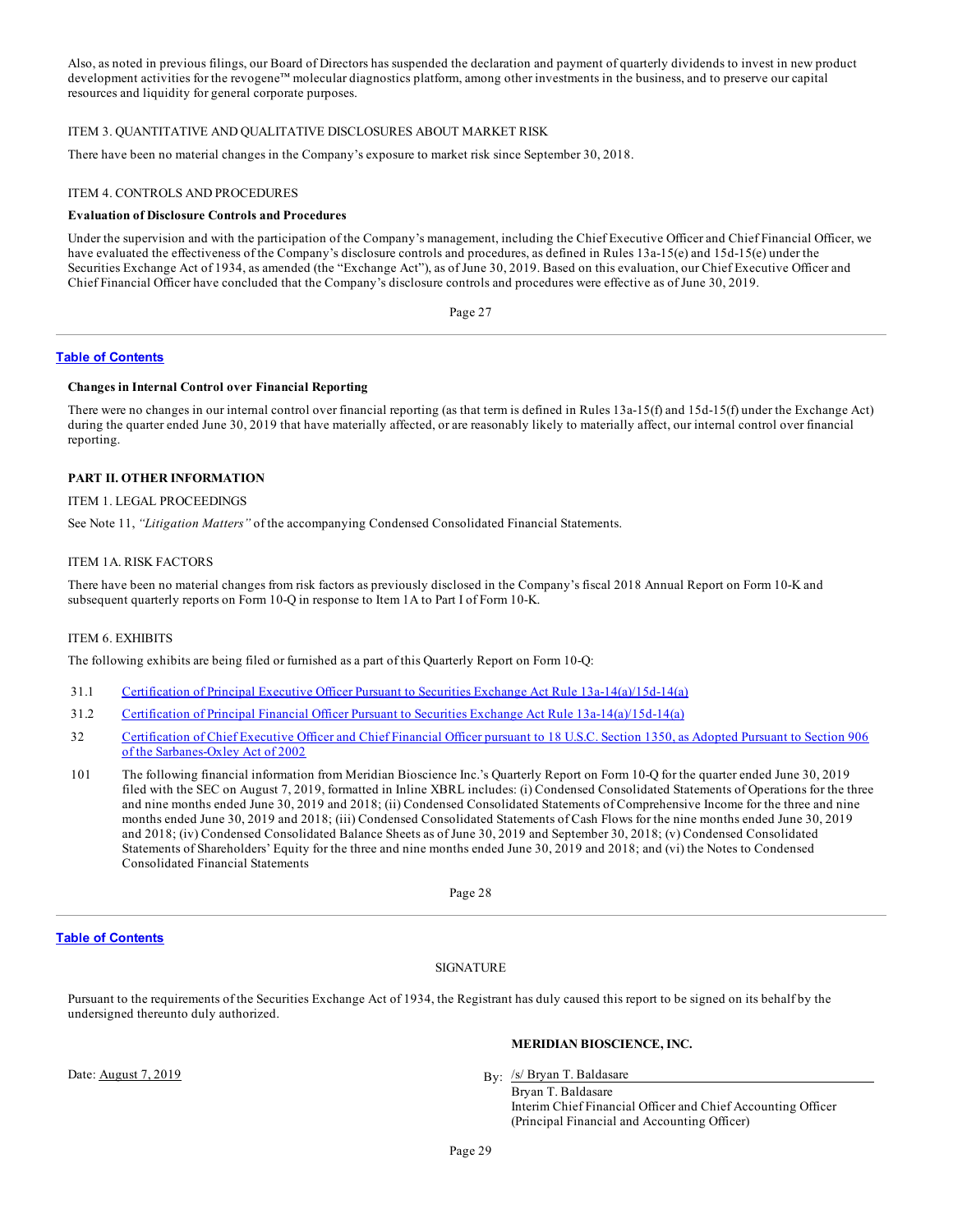Also, as noted in previous filings, our Board of Directors has suspended the declaration and payment of quarterly dividends to invest in new product development activities for the revogene™ molecular diagnostics platform, among other investments in the business, and to preserve our capital resources and liquidity for general corporate purposes.

## ITEM 3. QUANTITATIVE AND QUALITATIVE DISCLOSURES ABOUT MARKET RISK

There have been no material changes in the Company's exposure to market risk since September 30, 2018.

## ITEM 4. CONTROLS AND PROCEDURES

**Evaluation of Disclosure Controls and Procedures**

Under the supervision and with the participation of the Company's management, including the Chief Executive Officer and Chief Financial Officer, we have evaluated the effectiveness of the Company's disclosure controls and procedures, as defined in Rules 13a-15(e) and 15d-15(e) under the Securities Exchange Act of 1934, as amended (the "Exchange Act"), as of June 30, 2019. Based on this evaluation, our Chief Executive Officer and Chief Financial Officer have concluded that the Company's disclosure controls and procedures were effective as of June 30, 2019.

**Changes in Internal Control over Financial Reporting**

There were no changes in our internal control over financial reporting (as that term is defined in Rules 13a-15(f) and 15d-15(f) under the Exchange Act) during the quarter ended June 30, 2019 that have materially affected, or are reasonably likely to materially affect, our internal control over financial reporting.

# PART II. OTHER INFORMATION

## ITEM 1. LEGAL PROCEEDINGS

See Note 11, *"Litigation Matters"* of the accompanying Condensed Consolidated Financial Statements.

## ITEM 1A. RISK FACTORS

There have been no material changes from risk factors as previously disclosed in the Company's fiscal 2018 Annual Report on Form 10-K and subsequent quarterly reports on Form 10-Q in response to Item 1A to Part I of Form 10-K.

## ITEM 6. EXHIBITS

The following exhibits are being filed or furnished as a part of this Quarterly Report on Form 10-Q:

| | |
|---|---|
| 31.1 | Certification of Principal Executive Officer Pursuant to Securities Exchange Act Rule 13a-14(a)/15d-14(a) |
| 31.2 | Certification of Principal Financial Officer Pursuant to Securities Exchange Act Rule 13a-14(a)/15d-14(a) |
| 32 | Certification of Chief Executive Officer and Chief Financial Officer pursuant to 18 U.S.C. Section 1350, as Adopted Pursuant to Section 906 of the Sarbanes-Oxley Act of 2002 |
| 101 | The following financial information from Meridian Bioscience Inc.'s Quarterly Report on Form 10-Q for the quarter ended June 30, 2019 filed with the SEC on August 7, 2019, formatted in Inline XBRL includes: (i) Condensed Consolidated Statements of Operations for the three and nine months ended June 30, 2019 and 2018; (ii) Condensed Consolidated Statements of Comprehensive Income for the three and nine months ended June 30, 2019 and 2018; (iii) Condensed Consolidated Statements of Cash Flows for the nine months ended June 30, 2019 and 2018; (iv) Condensed Consolidated Balance Sheets as of June 30, 2019 and September 30, 2018; (v) Condensed Consolidated Statements of Shareholders' Equity for the three and nine months ended June 30, 2019 and 2018; and (vi) the Notes to Condensed Consolidated Financial Statements |

## SIGNATURE

Pursuant to the requirements of the Securities Exchange Act of 1934, the Registrant has duly caused this report to be signed on its behalf by the undersigned thereunto duly authorized.

**MERIDIAN BIOSCIENCE, INC.**

Date: August 7, 2019

By: /s/ Bryan T. Baldasare
Bryan T. Baldasare
Interim Chief Financial Officer and Chief Accounting Officer
(Principal Financial and Accounting Officer)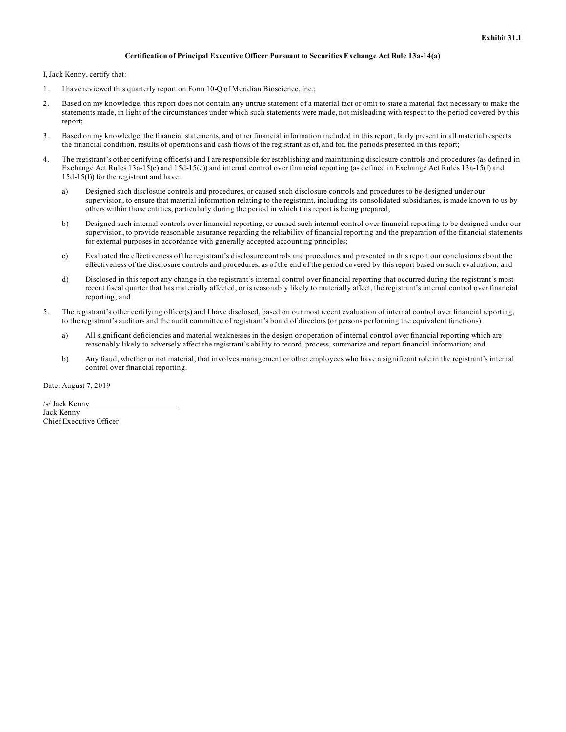**Exhibit 31.1**

**Certification of Principal Executive Officer Pursuant to Securities Exchange Act Rule 13a-14(a)**

I, Jack Kenny, certify that:

1. I have reviewed this quarterly report on Form 10-Q of Meridian Bioscience, Inc.;

2. Based on my knowledge, this report does not contain any untrue statement of a material fact or omit to state a material fact necessary to make the statements made, in light of the circumstances under which such statements were made, not misleading with respect to the period covered by this report;

3. Based on my knowledge, the financial statements, and other financial information included in this report, fairly present in all material respects the financial condition, results of operations and cash flows of the registrant as of, and for, the periods presented in this report;

4. The registrant's other certifying officer(s) and I are responsible for establishing and maintaining disclosure controls and procedures (as defined in Exchange Act Rules 13a-15(e) and 15d-15(e)) and internal control over financial reporting (as defined in Exchange Act Rules 13a-15(f) and 15d-15(f)) for the registrant and have:

   a) Designed such disclosure controls and procedures, or caused such disclosure controls and procedures to be designed under our supervision, to ensure that material information relating to the registrant, including its consolidated subsidiaries, is made known to us by others within those entities, particularly during the period in which this report is being prepared;

   b) Designed such internal controls over financial reporting, or caused such internal control over financial reporting to be designed under our supervision, to provide reasonable assurance regarding the reliability of financial reporting and the preparation of the financial statements for external purposes in accordance with generally accepted accounting principles;

   c) Evaluated the effectiveness of the registrant's disclosure controls and procedures and presented in this report our conclusions about the effectiveness of the disclosure controls and procedures, as of the end of the period covered by this report based on such evaluation; and

   d) Disclosed in this report any change in the registrant's internal control over financial reporting that occurred during the registrant's most recent fiscal quarter that has materially affected, or is reasonably likely to materially affect, the registrant's internal control over financial reporting; and

5. The registrant's other certifying officer(s) and I have disclosed, based on our most recent evaluation of internal control over financial reporting, to the registrant's auditors and the audit committee of registrant's board of directors (or persons performing the equivalent functions):

   a) All significant deficiencies and material weaknesses in the design or operation of internal control over financial reporting which are reasonably likely to adversely affect the registrant's ability to record, process, summarize and report financial information; and

   b) Any fraud, whether or not material, that involves management or other employees who have a significant role in the registrant's internal control over financial reporting.

Date: August 7, 2019

/s/ Jack Kenny
Jack Kenny
Chief Executive Officer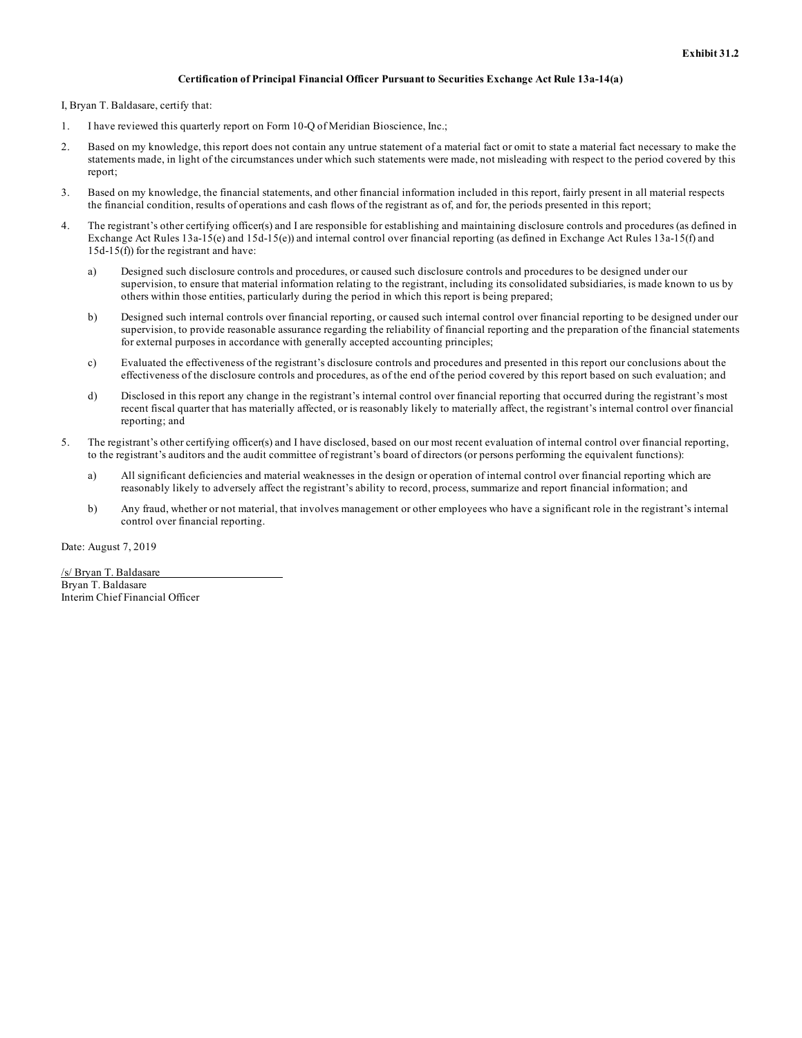**Exhibit 31.2**

**Certification of Principal Financial Officer Pursuant to Securities Exchange Act Rule 13a-14(a)**

I, Bryan T. Baldasare, certify that:

1. I have reviewed this quarterly report on Form 10-Q of Meridian Bioscience, Inc.;

2. Based on my knowledge, this report does not contain any untrue statement of a material fact or omit to state a material fact necessary to make the statements made, in light of the circumstances under which such statements were made, not misleading with respect to the period covered by this report;

3. Based on my knowledge, the financial statements, and other financial information included in this report, fairly present in all material respects the financial condition, results of operations and cash flows of the registrant as of, and for, the periods presented in this report;

4. The registrant's other certifying officer(s) and I are responsible for establishing and maintaining disclosure controls and procedures (as defined in Exchange Act Rules 13a-15(e) and 15d-15(e)) and internal control over financial reporting (as defined in Exchange Act Rules 13a-15(f) and 15d-15(f)) for the registrant and have:

   a) Designed such disclosure controls and procedures, or caused such disclosure controls and procedures to be designed under our supervision, to ensure that material information relating to the registrant, including its consolidated subsidiaries, is made known to us by others within those entities, particularly during the period in which this report is being prepared;

   b) Designed such internal controls over financial reporting, or caused such internal control over financial reporting to be designed under our supervision, to provide reasonable assurance regarding the reliability of financial reporting and the preparation of the financial statements for external purposes in accordance with generally accepted accounting principles;

   c) Evaluated the effectiveness of the registrant's disclosure controls and procedures and presented in this report our conclusions about the effectiveness of the disclosure controls and procedures, as of the end of the period covered by this report based on such evaluation; and

   d) Disclosed in this report any change in the registrant's internal control over financial reporting that occurred during the registrant's most recent fiscal quarter that has materially affected, or is reasonably likely to materially affect, the registrant's internal control over financial reporting; and

5. The registrant's other certifying officer(s) and I have disclosed, based on our most recent evaluation of internal control over financial reporting, to the registrant's auditors and the audit committee of registrant's board of directors (or persons performing the equivalent functions):

   a) All significant deficiencies and material weaknesses in the design or operation of internal control over financial reporting which are reasonably likely to adversely affect the registrant's ability to record, process, summarize and report financial information; and

   b) Any fraud, whether or not material, that involves management or other employees who have a significant role in the registrant's internal control over financial reporting.

Date: August 7, 2019

/s/ Bryan T. Baldasare
Bryan T. Baldasare
Interim Chief Financial Officer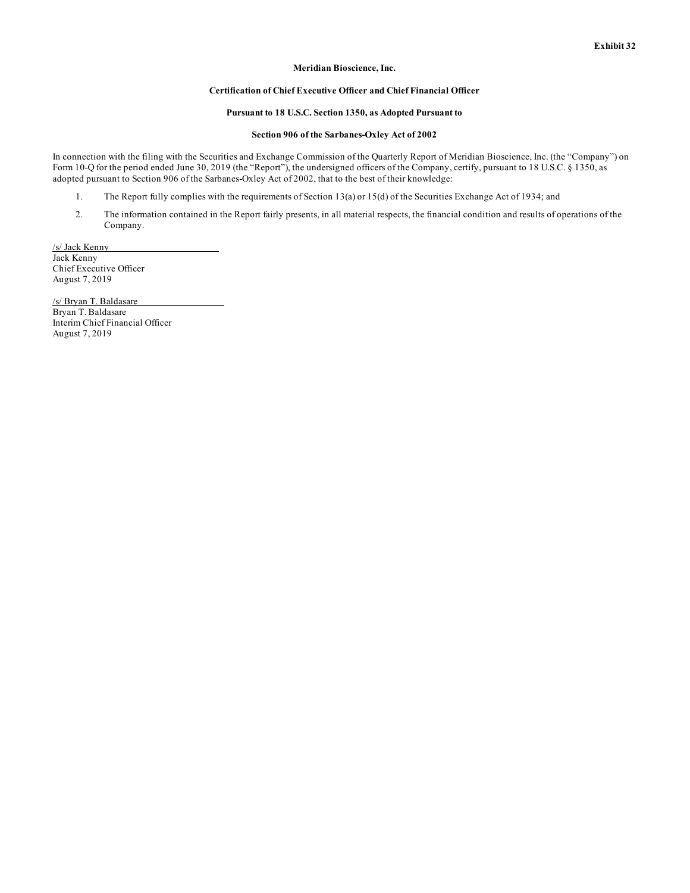**Exhibit 32**

**Meridian Bioscience, Inc.**

**Certification of Chief Executive Officer and Chief Financial Officer**

**Pursuant to 18 U.S.C. Section 1350, as Adopted Pursuant to**

**Section 906 of the Sarbanes-Oxley Act of 2002**

In connection with the filing with the Securities and Exchange Commission of the Quarterly Report of Meridian Bioscience, Inc. (the "Company") on Form 10-Q for the period ended June 30, 2019 (the "Report"), the undersigned officers of the Company, certify, pursuant to 18 U.S.C. § 1350, as adopted pursuant to Section 906 of the Sarbanes-Oxley Act of 2002, that to the best of their knowledge:

1. The Report fully complies with the requirements of Section 13(a) or 15(d) of the Securities Exchange Act of 1934; and
2. The information contained in the Report fairly presents, in all material respects, the financial condition and results of operations of the Company.

/s/ Jack Kenny
Jack Kenny
Chief Executive Officer
August 7, 2019

/s/ Bryan T. Baldasare
Bryan T. Baldasare
Interim Chief Financial Officer
August 7, 2019